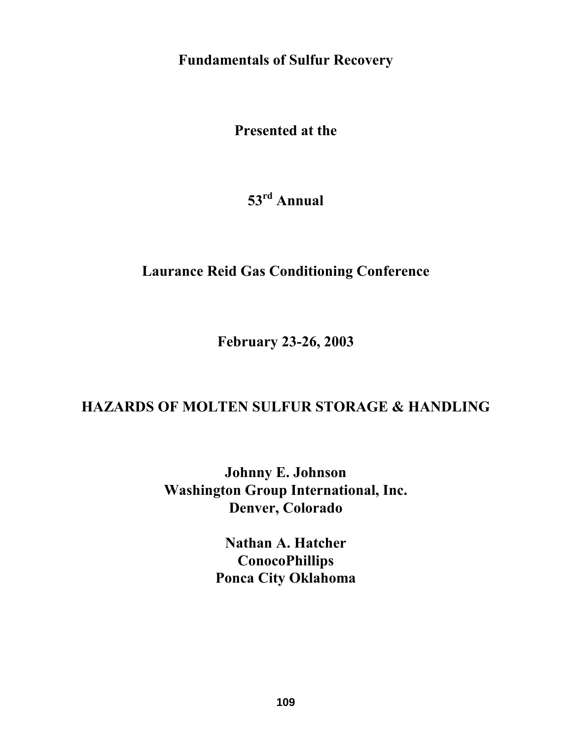**Fundamentals of Sulfur Recovery**

**Presented at the**

**53rd Annual**

**Laurance Reid Gas Conditioning Conference**

**February 23-26, 2003**

# HAZARDS OF MOLTEN SULFUR STORAGE & HANDLING

**Johnny E. Johnson**
**Washington Group International, Inc.**
**Denver, Colorado**

**Nathan A. Hatcher**
**ConocoPhillips**
**Ponca City Oklahoma**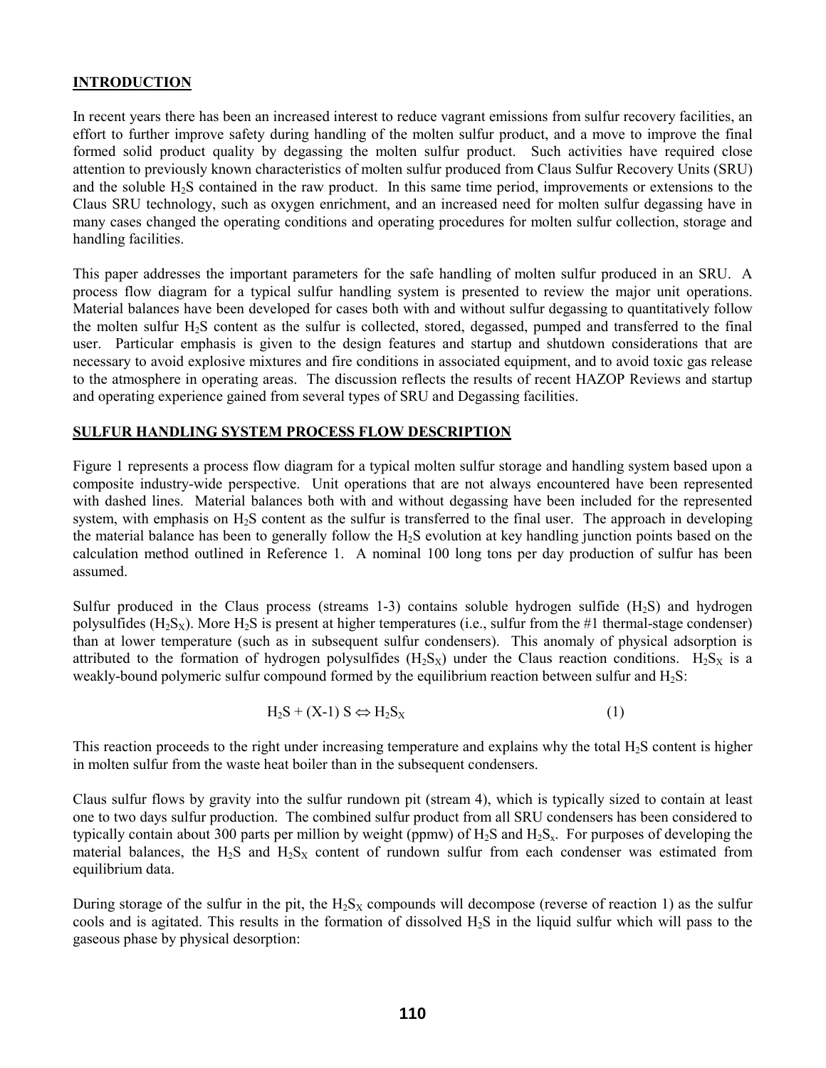## INTRODUCTION

In recent years there has been an increased interest to reduce vagrant emissions from sulfur recovery facilities, an effort to further improve safety during handling of the molten sulfur product, and a move to improve the final formed solid product quality by degassing the molten sulfur product. Such activities have required close attention to previously known characteristics of molten sulfur produced from Claus Sulfur Recovery Units (SRU) and the soluble $H_2S$ contained in the raw product. In this same time period, improvements or extensions to the Claus SRU technology, such as oxygen enrichment, and an increased need for molten sulfur degassing have in many cases changed the operating conditions and operating procedures for molten sulfur collection, storage and handling facilities.

This paper addresses the important parameters for the safe handling of molten sulfur produced in an SRU. A process flow diagram for a typical sulfur handling system is presented to review the major unit operations. Material balances have been developed for cases both with and without sulfur degassing to quantitatively follow the molten sulfur $H_2S$ content as the sulfur is collected, stored, degassed, pumped and transferred to the final user. Particular emphasis is given to the design features and startup and shutdown considerations that are necessary to avoid explosive mixtures and fire conditions in associated equipment, and to avoid toxic gas release to the atmosphere in operating areas. The discussion reflects the results of recent HAZOP Reviews and startup and operating experience gained from several types of SRU and Degassing facilities.

## SULFUR HANDLING SYSTEM PROCESS FLOW DESCRIPTION

Figure 1 represents a process flow diagram for a typical molten sulfur storage and handling system based upon a composite industry-wide perspective. Unit operations that are not always encountered have been represented with dashed lines. Material balances both with and without degassing have been included for the represented system, with emphasis on $H_2S$ content as the sulfur is transferred to the final user. The approach in developing the material balance has been to generally follow the $H_2S$ evolution at key handling junction points based on the calculation method outlined in Reference 1. A nominal 100 long tons per day production of sulfur has been assumed.

Sulfur produced in the Claus process (streams 1-3) contains soluble hydrogen sulfide ($H_2S$) and hydrogen polysulfides ($H_2S_X$). More $H_2S$ is present at higher temperatures (i.e., sulfur from the #1 thermal-stage condenser) than at lower temperature (such as in subsequent sulfur condensers). This anomaly of physical adsorption is attributed to the formation of hydrogen polysulfides ($H_2S_X$) under the Claus reaction conditions. $H_2S_X$ is a weakly-bound polymeric sulfur compound formed by the equilibrium reaction between sulfur and $H_2S$:

$$H_2S + (X\text{-}1)\ S \Leftrightarrow H_2S_X \qquad (1)$$

This reaction proceeds to the right under increasing temperature and explains why the total $H_2S$ content is higher in molten sulfur from the waste heat boiler than in the subsequent condensers.

Claus sulfur flows by gravity into the sulfur rundown pit (stream 4), which is typically sized to contain at least one to two days sulfur production. The combined sulfur product from all SRU condensers has been considered to typically contain about 300 parts per million by weight (ppmw) of $H_2S$ and $H_2S_x$. For purposes of developing the material balances, the $H_2S$ and $H_2S_X$ content of rundown sulfur from each condenser was estimated from equilibrium data.

During storage of the sulfur in the pit, the $H_2S_X$ compounds will decompose (reverse of reaction 1) as the sulfur cools and is agitated. This results in the formation of dissolved $H_2S$ in the liquid sulfur which will pass to the gaseous phase by physical desorption: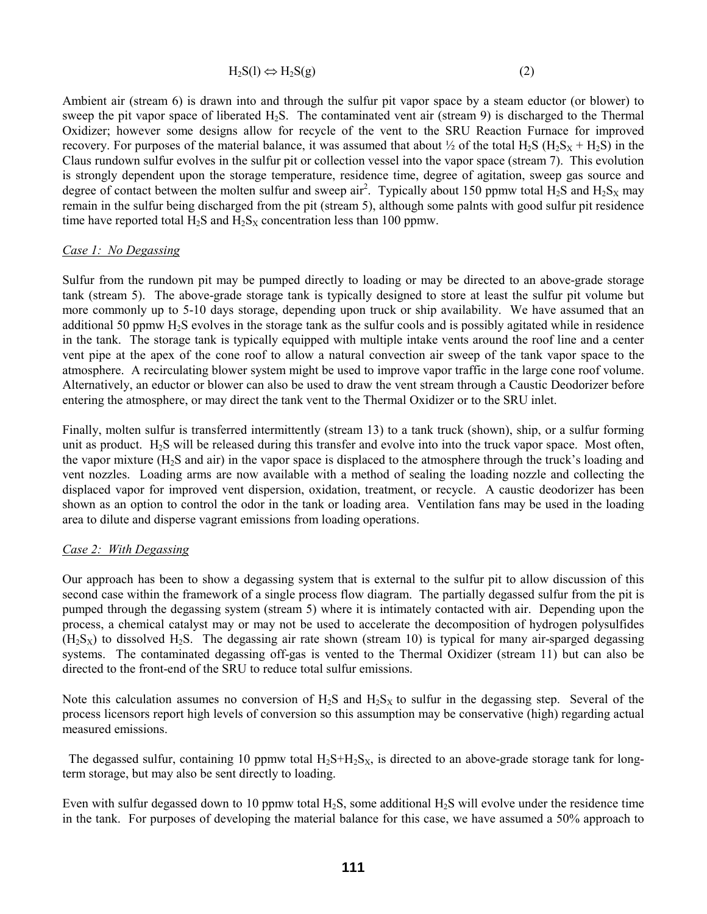$$H_2S(l) \Leftrightarrow H_2S(g) \qquad (2)$$

Ambient air (stream 6) is drawn into and through the sulfur pit vapor space by a steam eductor (or blower) to sweep the pit vapor space of liberated $H_2S$. The contaminated vent air (stream 9) is discharged to the Thermal Oxidizer; however some designs allow for recycle of the vent to the SRU Reaction Furnace for improved recovery. For purposes of the material balance, it was assumed that about ½ of the total $H_2S$ ($H_2S_X + H_2S$) in the Claus rundown sulfur evolves in the sulfur pit or collection vessel into the vapor space (stream 7). This evolution is strongly dependent upon the storage temperature, residence time, degree of agitation, sweep gas source and degree of contact between the molten sulfur and sweep air[2]. Typically about 150 ppmw total $H_2S$ and $H_2S_X$ may remain in the sulfur being discharged from the pit (stream 5), although some palnts with good sulfur pit residence time have reported total $H_2S$ and $H_2S_X$ concentration less than 100 ppmw.

*Case 1: No Degassing*

Sulfur from the rundown pit may be pumped directly to loading or may be directed to an above-grade storage tank (stream 5). The above-grade storage tank is typically designed to store at least the sulfur pit volume but more commonly up to 5-10 days storage, depending upon truck or ship availability. We have assumed that an additional 50 ppmw $H_2S$ evolves in the storage tank as the sulfur cools and is possibly agitated while in residence in the tank. The storage tank is typically equipped with multiple intake vents around the roof line and a center vent pipe at the apex of the cone roof to allow a natural convection air sweep of the tank vapor space to the atmosphere. A recirculating blower system might be used to improve vapor traffic in the large cone roof volume. Alternatively, an eductor or blower can also be used to draw the vent stream through a Caustic Deodorizer before entering the atmosphere, or may direct the tank vent to the Thermal Oxidizer or to the SRU inlet.

Finally, molten sulfur is transferred intermittently (stream 13) to a tank truck (shown), ship, or a sulfur forming unit as product. $H_2S$ will be released during this transfer and evolve into into the truck vapor space. Most often, the vapor mixture ($H_2S$ and air) in the vapor space is displaced to the atmosphere through the truck's loading and vent nozzles. Loading arms are now available with a method of sealing the loading nozzle and collecting the displaced vapor for improved vent dispersion, oxidation, treatment, or recycle. A caustic deodorizer has been shown as an option to control the odor in the tank or loading area. Ventilation fans may be used in the loading area to dilute and disperse vagrant emissions from loading operations.

*Case 2: With Degassing*

Our approach has been to show a degassing system that is external to the sulfur pit to allow discussion of this second case within the framework of a single process flow diagram. The partially degassed sulfur from the pit is pumped through the degassing system (stream 5) where it is intimately contacted with air. Depending upon the process, a chemical catalyst may or may not be used to accelerate the decomposition of hydrogen polysulfides ($H_2S_X$) to dissolved $H_2S$. The degassing air rate shown (stream 10) is typical for many air-sparged degassing systems. The contaminated degassing off-gas is vented to the Thermal Oxidizer (stream 11) but can also be directed to the front-end of the SRU to reduce total sulfur emissions.

Note this calculation assumes no conversion of $H_2S$ and $H_2S_X$ to sulfur in the degassing step. Several of the process licensors report high levels of conversion so this assumption may be conservative (high) regarding actual measured emissions.

The degassed sulfur, containing 10 ppmw total $H_2S$+$H_2S_X$, is directed to an above-grade storage tank for long-term storage, but may also be sent directly to loading.

Even with sulfur degassed down to 10 ppmw total $H_2S$, some additional $H_2S$ will evolve under the residence time in the tank. For purposes of developing the material balance for this case, we have assumed a 50% approach to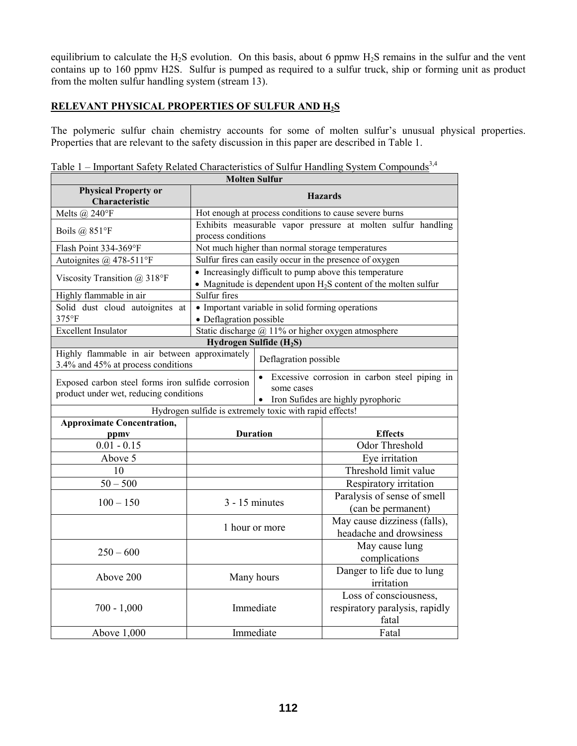equilibrium to calculate the $H_2S$ evolution. On this basis, about 6 ppmw $H_2S$ remains in the sulfur and the vent contains up to 160 ppmv H2S. Sulfur is pumped as required to a sulfur truck, ship or forming unit as product from the molten sulfur handling system (stream 13).

## RELEVANT PHYSICAL PROPERTIES OF SULFUR AND $H_2S$

The polymeric sulfur chain chemistry accounts for some of molten sulfur's unusual physical properties. Properties that are relevant to the safety discussion in this paper are described in Table 1.

Table 1 – Important Safety Related Characteristics of Sulfur Handling System Compounds[3,4]

| **Molten Sulfur** | |
|---|---|
| **Physical Property or Characteristic** | **Hazards** |
| Melts @ 240°F | Hot enough at process conditions to cause severe burns |
| Boils @ 851°F | Exhibits measurable vapor pressure at molten sulfur handling process conditions |
| Flash Point 334-369°F | Not much higher than normal storage temperatures |
| Autoignites @ 478-511°F | Sulfur fires can easily occur in the presence of oxygen |
| Viscosity Transition @ 318°F | • Increasingly difficult to pump above this temperature<br>• Magnitude is dependent upon $H_2S$ content of the molten sulfur |
| Highly flammable in air | Sulfur fires |
| Solid dust cloud autoignites at 375°F | • Important variable in solid forming operations<br>• Deflagration possible |
| Excellent Insulator | Static discharge @ 11% or higher oxygen atmosphere |

| **Hydrogen Sulfide ($H_2S$)** | |
|---|---|
| Highly flammable in air between approximately 3.4% and 45% at process conditions | Deflagration possible |
| Exposed carbon steel forms iron sulfide corrosion product under wet, reducing conditions | • Excessive corrosion in carbon steel piping in some cases<br>• Iron Sufides are highly pyrophoric |

Hydrogen sulfide is extremely toxic with rapid effects!

| Approximate Concentration, ppmv | Duration | Effects |
|---|---|---|
| 0.01 - 0.15 | | Odor Threshold |
| Above 5 | | Eye irritation |
| 10 | | Threshold limit value |
| 50 – 500 | | Respiratory irritation |
| 100 – 150 | 3 - 15 minutes | Paralysis of sense of smell (can be permanent) |
| | 1 hour or more | May cause dizziness (falls), headache and drowsiness |
| 250 – 600 | | May cause lung complications |
| Above 200 | Many hours | Danger to life due to lung irritation |
| 700 - 1,000 | Immediate | Loss of consciousness, respiratory paralysis, rapidly fatal |
| Above 1,000 | Immediate | Fatal |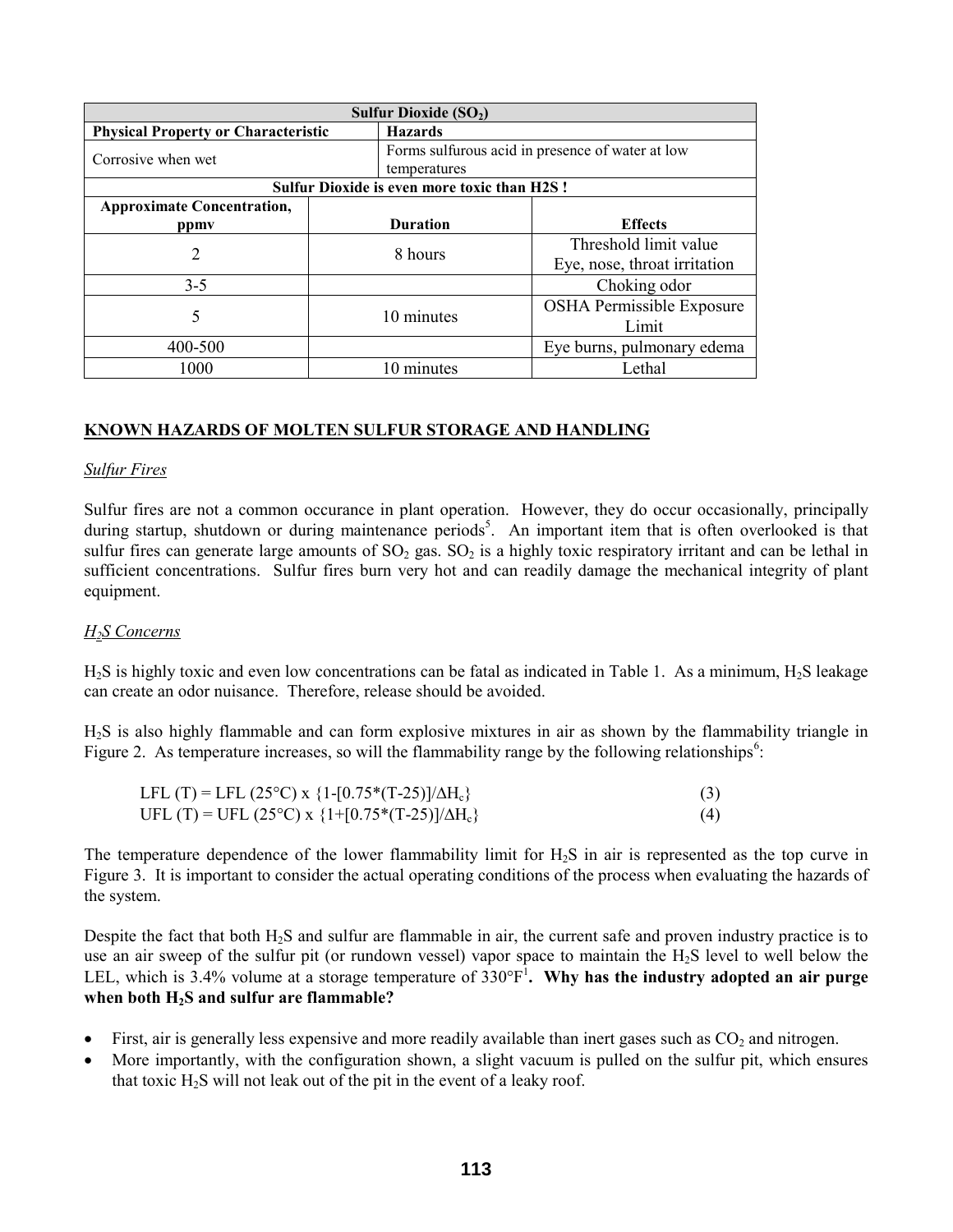| Sulfur Dioxide ($SO_2$) | | |
|---|---|---|
| **Physical Property or Characteristic** | **Hazards** | |
| Corrosive when wet | Forms sulfurous acid in presence of water at low temperatures | |
| **Sulfur Dioxide is even more toxic than H2S !** | | |
| **Approximate Concentration, ppmv** | **Duration** | **Effects** |
| 2 | 8 hours | Threshold limit value<br>Eye, nose, throat irritation |
| 3-5 | | Choking odor |
| 5 | 10 minutes | OSHA Permissible Exposure Limit |
| 400-500 | | Eye burns, pulmonary edema |
| 1000 | 10 minutes | Lethal |

## KNOWN HAZARDS OF MOLTEN SULFUR STORAGE AND HANDLING

### *Sulfur Fires*

Sulfur fires are not a common occurance in plant operation. However, they do occur occasionally, principally during startup, shutdown or during maintenance periods[5]. An important item that is often overlooked is that sulfur fires can generate large amounts of $SO_2$ gas. $SO_2$ is a highly toxic respiratory irritant and can be lethal in sufficient concentrations. Sulfur fires burn very hot and can readily damage the mechanical integrity of plant equipment.

### *$H_2S$ Concerns*

$H_2S$ is highly toxic and even low concentrations can be fatal as indicated in Table 1. As a minimum, $H_2S$ leakage can create an odor nuisance. Therefore, release should be avoided.

$H_2S$ is also highly flammable and can form explosive mixtures in air as shown by the flammability triangle in Figure 2. As temperature increases, so will the flammability range by the following relationships[6]:

$$LFL\ (T) = LFL\ (25°C) \times \{1-[0.75*(T-25)]/\Delta H_c\} \tag{3}$$

$$UFL\ (T) = UFL\ (25°C) \times \{1+[0.75*(T-25)]/\Delta H_c\} \tag{4}$$

The temperature dependence of the lower flammability limit for $H_2S$ in air is represented as the top curve in Figure 3. It is important to consider the actual operating conditions of the process when evaluating the hazards of the system.

Despite the fact that both $H_2S$ and sulfur are flammable in air, the current safe and proven industry practice is to use an air sweep of the sulfur pit (or rundown vessel) vapor space to maintain the $H_2S$ level to well below the LEL, which is 3.4% volume at a storage temperature of 330°F[1]. **Why has the industry adopted an air purge when both $H_2S$ and sulfur are flammable?**

- First, air is generally less expensive and more readily available than inert gases such as $CO_2$ and nitrogen.
- More importantly, with the configuration shown, a slight vacuum is pulled on the sulfur pit, which ensures that toxic $H_2S$ will not leak out of the pit in the event of a leaky roof.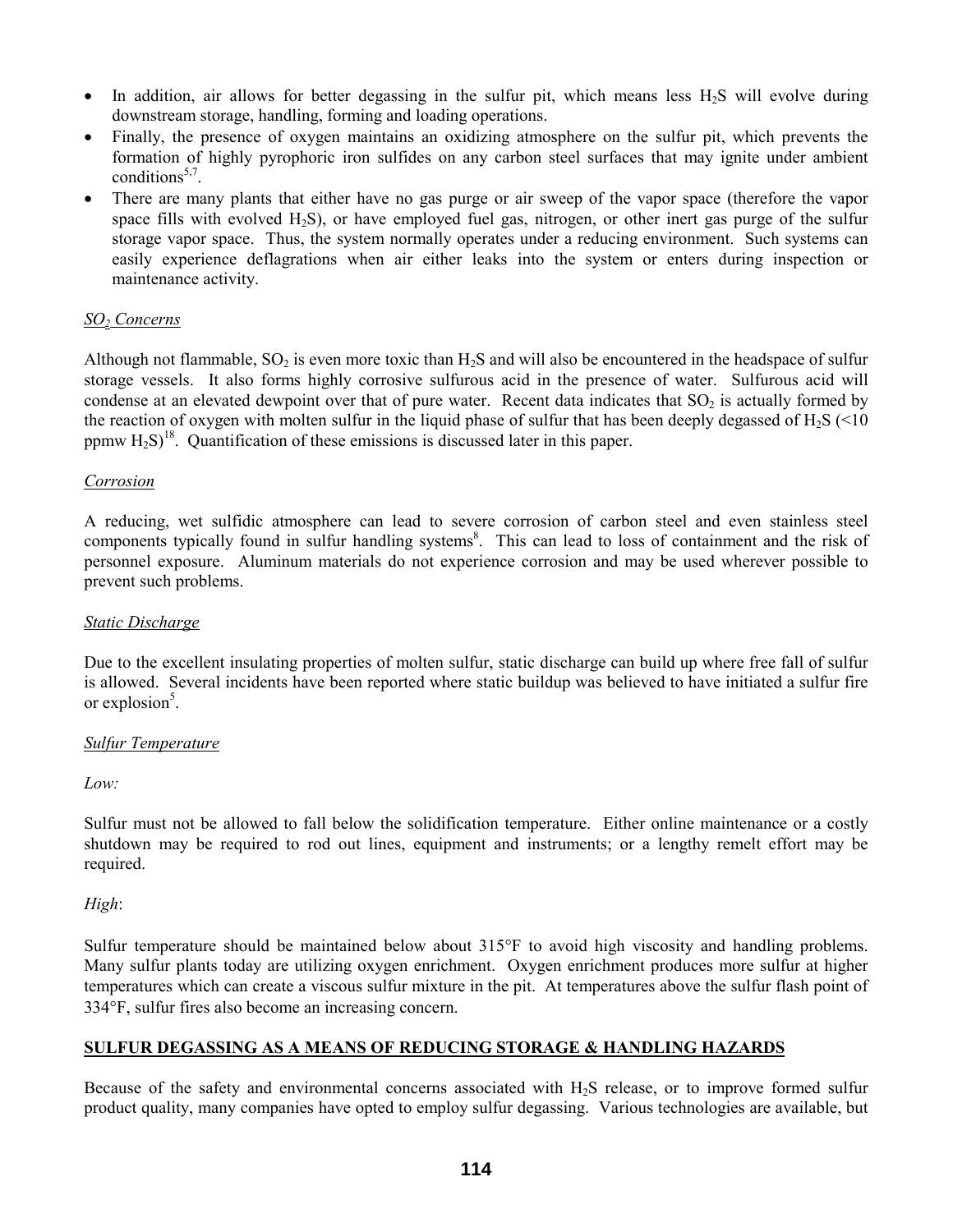- In addition, air allows for better degassing in the sulfur pit, which means less $H_2S$ will evolve during downstream storage, handling, forming and loading operations.
- Finally, the presence of oxygen maintains an oxidizing atmosphere on the sulfur pit, which prevents the formation of highly pyrophoric iron sulfides on any carbon steel surfaces that may ignite under ambient conditions[5,7].
- There are many plants that either have no gas purge or air sweep of the vapor space (therefore the vapor space fills with evolved $H_2S$), or have employed fuel gas, nitrogen, or other inert gas purge of the sulfur storage vapor space. Thus, the system normally operates under a reducing environment. Such systems can easily experience deflagrations when air either leaks into the system or enters during inspection or maintenance activity.

*$SO_2$ Concerns*

Although not flammable, $SO_2$ is even more toxic than $H_2S$ and will also be encountered in the headspace of sulfur storage vessels. It also forms highly corrosive sulfurous acid in the presence of water. Sulfurous acid will condense at an elevated dewpoint over that of pure water. Recent data indicates that $SO_2$ is actually formed by the reaction of oxygen with molten sulfur in the liquid phase of sulfur that has been deeply degassed of $H_2S$ (<10 ppmw $H_2S$)[18]. Quantification of these emissions is discussed later in this paper.

*Corrosion*

A reducing, wet sulfidic atmosphere can lead to severe corrosion of carbon steel and even stainless steel components typically found in sulfur handling systems[8]. This can lead to loss of containment and the risk of personnel exposure. Aluminum materials do not experience corrosion and may be used wherever possible to prevent such problems.

*Static Discharge*

Due to the excellent insulating properties of molten sulfur, static discharge can build up where free fall of sulfur is allowed. Several incidents have been reported where static buildup was believed to have initiated a sulfur fire or explosion[5].

*Sulfur Temperature*

*Low:*

Sulfur must not be allowed to fall below the solidification temperature. Either online maintenance or a costly shutdown may be required to rod out lines, equipment and instruments; or a lengthy remelt effort may be required.

*High*:

Sulfur temperature should be maintained below about 315°F to avoid high viscosity and handling problems. Many sulfur plants today are utilizing oxygen enrichment. Oxygen enrichment produces more sulfur at higher temperatures which can create a viscous sulfur mixture in the pit. At temperatures above the sulfur flash point of 334°F, sulfur fires also become an increasing concern.

## SULFUR DEGASSING AS A MEANS OF REDUCING STORAGE & HANDLING HAZARDS

Because of the safety and environmental concerns associated with $H_2S$ release, or to improve formed sulfur product quality, many companies have opted to employ sulfur degassing. Various technologies are available, but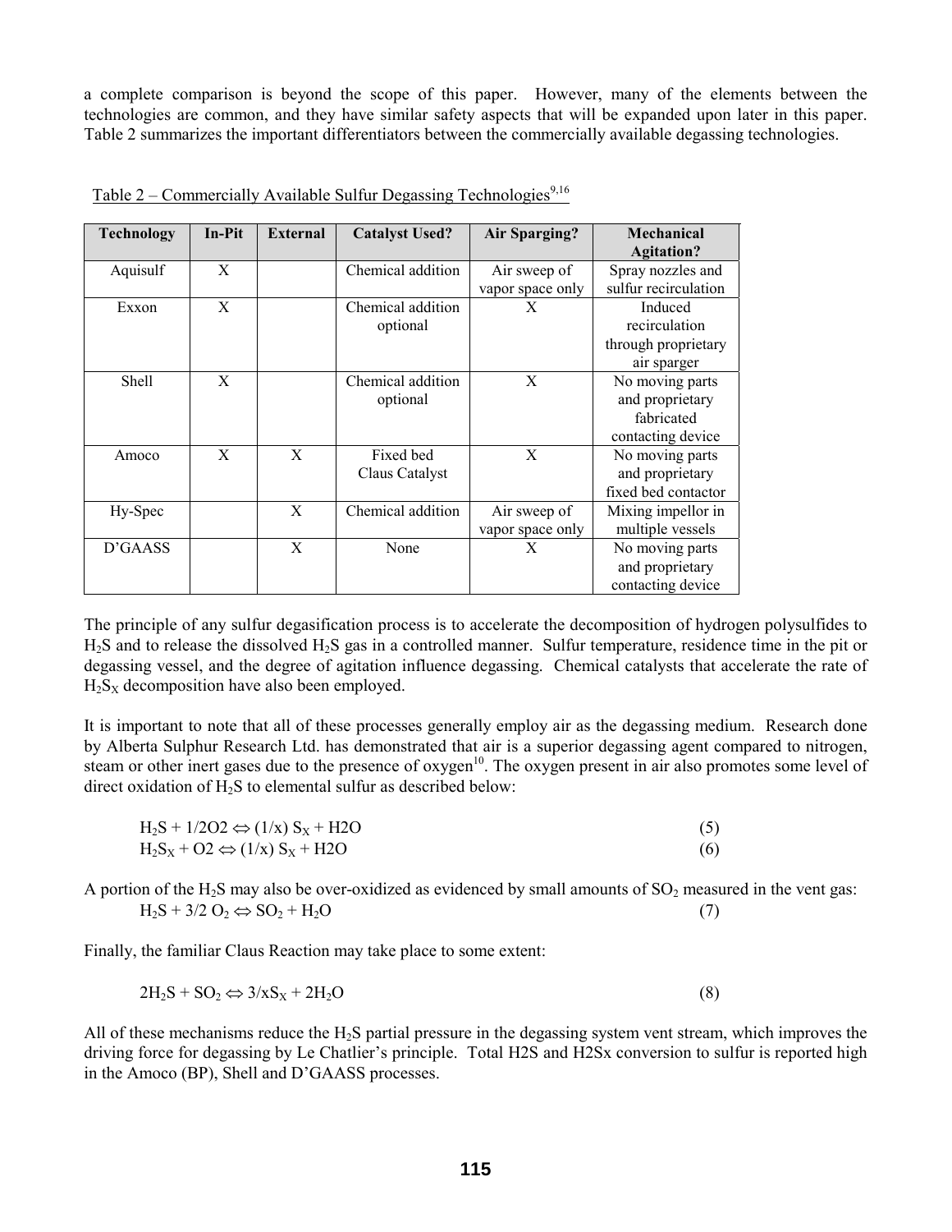a complete comparison is beyond the scope of this paper. However, many of the elements between the technologies are common, and they have similar safety aspects that will be expanded upon later in this paper. Table 2 summarizes the important differentiators between the commercially available degassing technologies.

Table 2 – Commercially Available Sulfur Degassing Technologies[9,16]

| Technology | In-Pit | External | Catalyst Used? | Air Sparging? | Mechanical Agitation? |
|---|---|---|---|---|---|
| Aquisulf | X | | Chemical addition | Air sweep of vapor space only | Spray nozzles and sulfur recirculation |
| Exxon | X | | Chemical addition optional | X | Induced recirculation through proprietary air sparger |
| Shell | X | | Chemical addition optional | X | No moving parts and proprietary fabricated contacting device |
| Amoco | X | X | Fixed bed Claus Catalyst | X | No moving parts and proprietary fixed bed contactor |
| Hy-Spec | | X | Chemical addition | Air sweep of vapor space only | Mixing impellor in multiple vessels |
| D'GAASS | | X | None | X | No moving parts and proprietary contacting device |

The principle of any sulfur degasification process is to accelerate the decomposition of hydrogen polysulfides to $H_2S$ and to release the dissolved $H_2S$ gas in a controlled manner. Sulfur temperature, residence time in the pit or degassing vessel, and the degree of agitation influence degassing. Chemical catalysts that accelerate the rate of $H_2S_X$ decomposition have also been employed.

It is important to note that all of these processes generally employ air as the degassing medium. Research done by Alberta Sulphur Research Ltd. has demonstrated that air is a superior degassing agent compared to nitrogen, steam or other inert gases due to the presence of oxygen[10]. The oxygen present in air also promotes some level of direct oxidation of $H_2S$ to elemental sulfur as described below:

$$H_2S + 1/2O2 \Leftrightarrow (1/x)\ S_X + H2O \tag{5}$$

$$H_2S_X + O2 \Leftrightarrow (1/x)\ S_X + H2O \tag{6}$$

A portion of the $H_2S$ may also be over-oxidized as evidenced by small amounts of $SO_2$ measured in the vent gas:

$$H_2S + 3/2\ O_2 \Leftrightarrow SO_2 + H_2O \tag{7}$$

Finally, the familiar Claus Reaction may take place to some extent:

$$2H_2S + SO_2 \Leftrightarrow 3/xS_X + 2H_2O \tag{8}$$

All of these mechanisms reduce the $H_2S$ partial pressure in the degassing system vent stream, which improves the driving force for degassing by Le Chatlier's principle. Total H2S and H2Sx conversion to sulfur is reported high in the Amoco (BP), Shell and D'GAASS processes.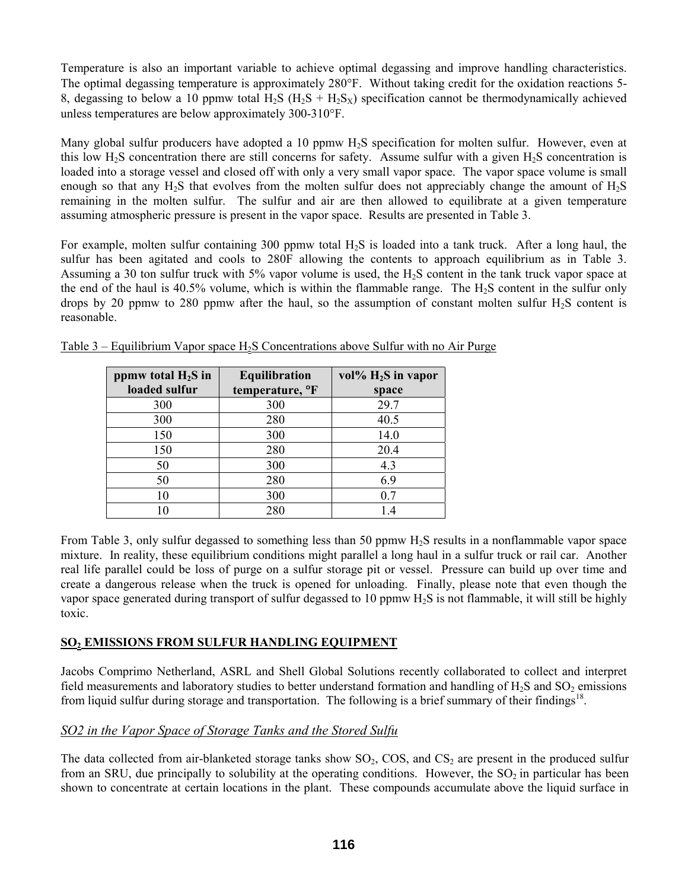Temperature is also an important variable to achieve optimal degassing and improve handling characteristics. The optimal degassing temperature is approximately 280°F. Without taking credit for the oxidation reactions 5-8, degassing to below a 10 ppmw total $H_2S$ ($H_2S$ + $H_2S_X$) specification cannot be thermodynamically achieved unless temperatures are below approximately 300-310°F.

Many global sulfur producers have adopted a 10 ppmw $H_2S$ specification for molten sulfur. However, even at this low $H_2S$ concentration there are still concerns for safety. Assume sulfur with a given $H_2S$ concentration is loaded into a storage vessel and closed off with only a very small vapor space. The vapor space volume is small enough so that any $H_2S$ that evolves from the molten sulfur does not appreciably change the amount of $H_2S$ remaining in the molten sulfur. The sulfur and air are then allowed to equilibrate at a given temperature assuming atmospheric pressure is present in the vapor space. Results are presented in Table 3.

For example, molten sulfur containing 300 ppmw total $H_2S$ is loaded into a tank truck. After a long haul, the sulfur has been agitated and cools to 280F allowing the contents to approach equilibrium as in Table 3. Assuming a 30 ton sulfur truck with 5% vapor volume is used, the $H_2S$ content in the tank truck vapor space at the end of the haul is 40.5% volume, which is within the flammable range. The $H_2S$ content in the sulfur only drops by 20 ppmw to 280 ppmw after the haul, so the assumption of constant molten sulfur $H_2S$ content is reasonable.

Table 3 – Equilibrium Vapor space $H_2S$ Concentrations above Sulfur with no Air Purge

| ppmw total $H_2S$ in loaded sulfur | Equilibration temperature, °F | vol% $H_2S$ in vapor space |
|---|---|---|
| 300 | 300 | 29.7 |
| 300 | 280 | 40.5 |
| 150 | 300 | 14.0 |
| 150 | 280 | 20.4 |
| 50 | 300 | 4.3 |
| 50 | 280 | 6.9 |
| 10 | 300 | 0.7 |
| 10 | 280 | 1.4 |

From Table 3, only sulfur degassed to something less than 50 ppmw $H_2S$ results in a nonflammable vapor space mixture. In reality, these equilibrium conditions might parallel a long haul in a sulfur truck or rail car. Another real life parallel could be loss of purge on a sulfur storage pit or vessel. Pressure can build up over time and create a dangerous release when the truck is opened for unloading. Finally, please note that even though the vapor space generated during transport of sulfur degassed to 10 ppmw $H_2S$ is not flammable, it will still be highly toxic.

## $SO_2$ EMISSIONS FROM SULFUR HANDLING EQUIPMENT

Jacobs Comprimo Netherland, ASRL and Shell Global Solutions recently collaborated to collect and interpret field measurements and laboratory studies to better understand formation and handling of $H_2S$ and $SO_2$ emissions from liquid sulfur during storage and transportation. The following is a brief summary of their findings[18].

### *SO2 in the Vapor Space of Storage Tanks and the Stored Sulfu*

The data collected from air-blanketed storage tanks show $SO_2$, COS, and $CS_2$ are present in the produced sulfur from an SRU, due principally to solubility at the operating conditions. However, the $SO_2$ in particular has been shown to concentrate at certain locations in the plant. These compounds accumulate above the liquid surface in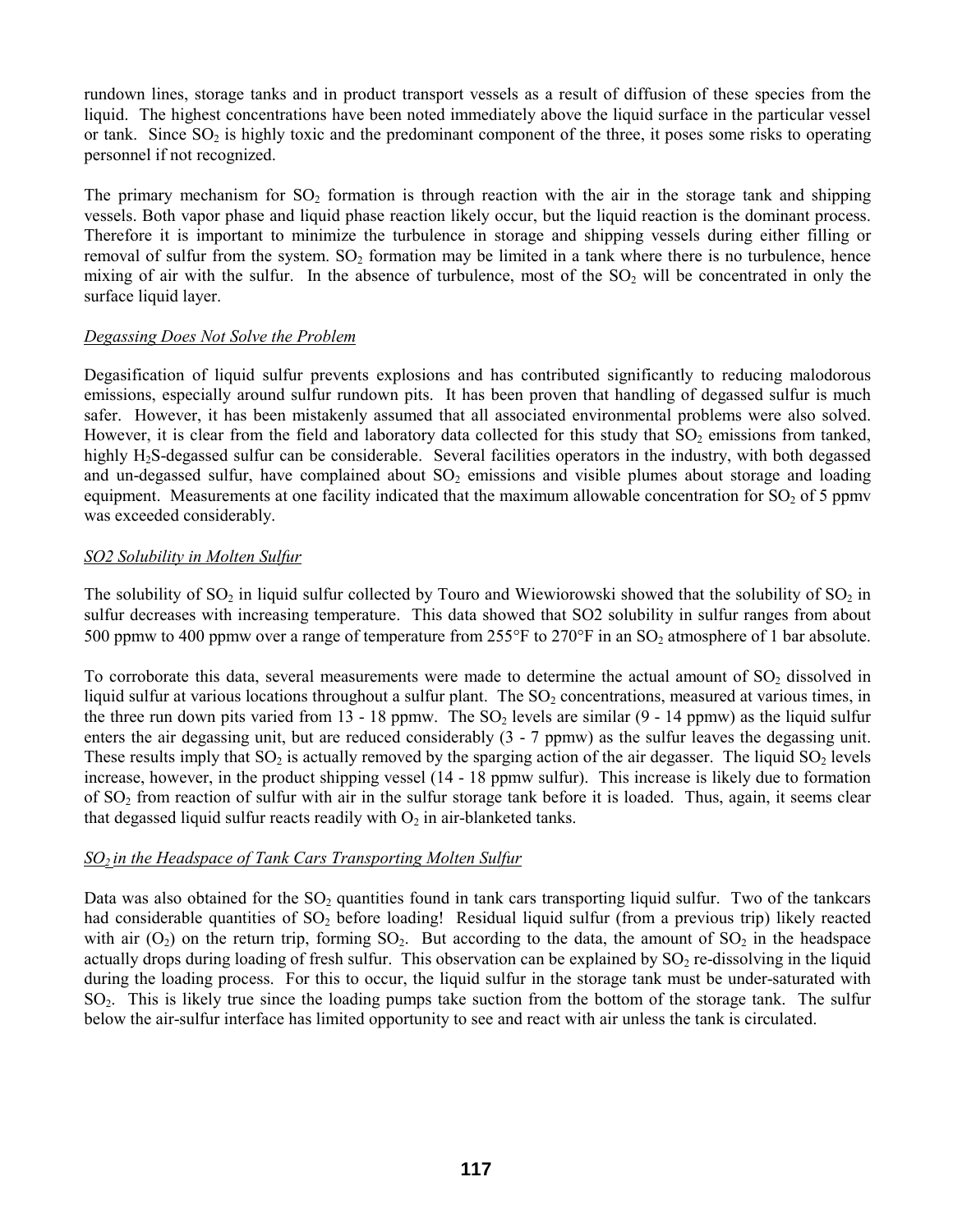rundown lines, storage tanks and in product transport vessels as a result of diffusion of these species from the liquid. The highest concentrations have been noted immediately above the liquid surface in the particular vessel or tank. Since $SO_2$ is highly toxic and the predominant component of the three, it poses some risks to operating personnel if not recognized.

The primary mechanism for $SO_2$ formation is through reaction with the air in the storage tank and shipping vessels. Both vapor phase and liquid phase reaction likely occur, but the liquid reaction is the dominant process. Therefore it is important to minimize the turbulence in storage and shipping vessels during either filling or removal of sulfur from the system. $SO_2$ formation may be limited in a tank where there is no turbulence, hence mixing of air with the sulfur. In the absence of turbulence, most of the $SO_2$ will be concentrated in only the surface liquid layer.

*Degassing Does Not Solve the Problem*

Degasification of liquid sulfur prevents explosions and has contributed significantly to reducing malodorous emissions, especially around sulfur rundown pits. It has been proven that handling of degassed sulfur is much safer. However, it has been mistakenly assumed that all associated environmental problems were also solved. However, it is clear from the field and laboratory data collected for this study that $SO_2$ emissions from tanked, highly $H_2S$-degassed sulfur can be considerable. Several facilities operators in the industry, with both degassed and un-degassed sulfur, have complained about $SO_2$ emissions and visible plumes about storage and loading equipment. Measurements at one facility indicated that the maximum allowable concentration for $SO_2$ of 5 ppmv was exceeded considerably.

*SO2 Solubility in Molten Sulfur*

The solubility of $SO_2$ in liquid sulfur collected by Touro and Wiewiorowski showed that the solubility of $SO_2$ in sulfur decreases with increasing temperature. This data showed that SO2 solubility in sulfur ranges from about 500 ppmw to 400 ppmw over a range of temperature from 255°F to 270°F in an $SO_2$ atmosphere of 1 bar absolute.

To corroborate this data, several measurements were made to determine the actual amount of $SO_2$ dissolved in liquid sulfur at various locations throughout a sulfur plant. The $SO_2$ concentrations, measured at various times, in the three run down pits varied from 13 - 18 ppmw. The $SO_2$ levels are similar (9 - 14 ppmw) as the liquid sulfur enters the air degassing unit, but are reduced considerably (3 - 7 ppmw) as the sulfur leaves the degassing unit. These results imply that $SO_2$ is actually removed by the sparging action of the air degasser. The liquid $SO_2$ levels increase, however, in the product shipping vessel (14 - 18 ppmw sulfur). This increase is likely due to formation of $SO_2$ from reaction of sulfur with air in the sulfur storage tank before it is loaded. Thus, again, it seems clear that degassed liquid sulfur reacts readily with $O_2$ in air-blanketed tanks.

*$SO_2$ in the Headspace of Tank Cars Transporting Molten Sulfur*

Data was also obtained for the $SO_2$ quantities found in tank cars transporting liquid sulfur. Two of the tankcars had considerable quantities of $SO_2$ before loading! Residual liquid sulfur (from a previous trip) likely reacted with air ($O_2$) on the return trip, forming $SO_2$. But according to the data, the amount of $SO_2$ in the headspace actually drops during loading of fresh sulfur. This observation can be explained by $SO_2$ re-dissolving in the liquid during the loading process. For this to occur, the liquid sulfur in the storage tank must be under-saturated with $SO_2$. This is likely true since the loading pumps take suction from the bottom of the storage tank. The sulfur below the air-sulfur interface has limited opportunity to see and react with air unless the tank is circulated.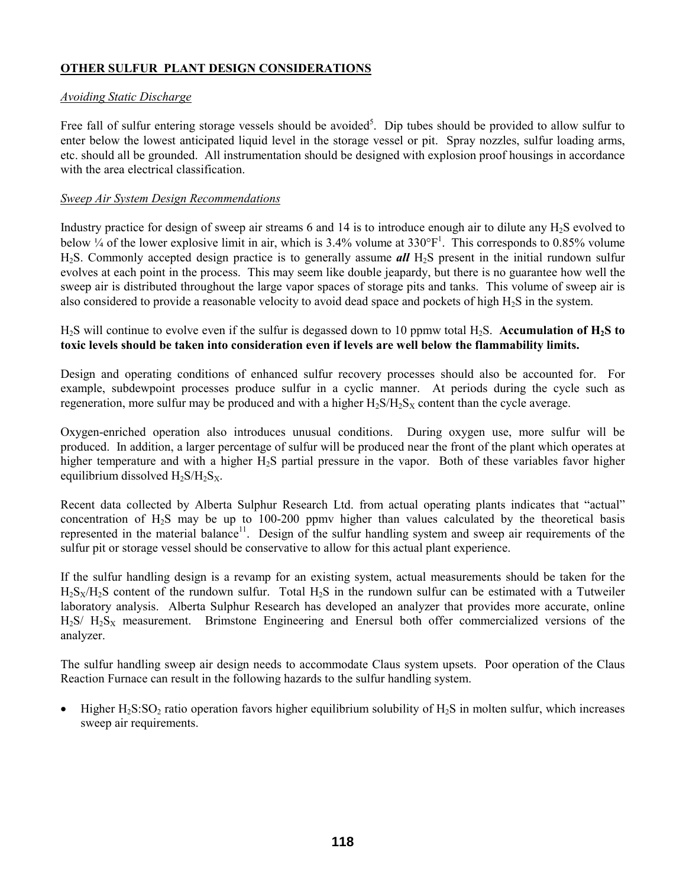## OTHER SULFUR PLANT DESIGN CONSIDERATIONS

### *Avoiding Static Discharge*

Free fall of sulfur entering storage vessels should be avoided[5]. Dip tubes should be provided to allow sulfur to enter below the lowest anticipated liquid level in the storage vessel or pit. Spray nozzles, sulfur loading arms, etc. should all be grounded. All instrumentation should be designed with explosion proof housings in accordance with the area electrical classification.

### *Sweep Air System Design Recommendations*

Industry practice for design of sweep air streams 6 and 14 is to introduce enough air to dilute any $H_2S$ evolved to below ¼ of the lower explosive limit in air, which is 3.4% volume at 330°F[1]. This corresponds to 0.85% volume $H_2S$. Commonly accepted design practice is to generally assume ***all*** $H_2S$ present in the initial rundown sulfur evolves at each point in the process. This may seem like double jeopardy, but there is no guarantee how well the sweep air is distributed throughout the large vapor spaces of storage pits and tanks. This volume of sweep air is also considered to provide a reasonable velocity to avoid dead space and pockets of high $H_2S$ in the system.

$H_2S$ will continue to evolve even if the sulfur is degassed down to 10 ppmw total $H_2S$. **Accumulation of $H_2S$ to toxic levels should be taken into consideration even if levels are well below the flammability limits.**

Design and operating conditions of enhanced sulfur recovery processes should also be accounted for. For example, subdewpoint processes produce sulfur in a cyclic manner. At periods during the cycle such as regeneration, more sulfur may be produced and with a higher $H_2S/H_2S_X$ content than the cycle average.

Oxygen-enriched operation also introduces unusual conditions. During oxygen use, more sulfur will be produced. In addition, a larger percentage of sulfur will be produced near the front of the plant which operates at higher temperature and with a higher $H_2S$ partial pressure in the vapor. Both of these variables favor higher equilibrium dissolved $H_2S/H_2S_X$.

Recent data collected by Alberta Sulphur Research Ltd. from actual operating plants indicates that "actual" concentration of $H_2S$ may be up to 100-200 ppmv higher than values calculated by the theoretical basis represented in the material balance[11]. Design of the sulfur handling system and sweep air requirements of the sulfur pit or storage vessel should be conservative to allow for this actual plant experience.

If the sulfur handling design is a revamp for an existing system, actual measurements should be taken for the $H_2S_X/H_2S$ content of the rundown sulfur. Total $H_2S$ in the rundown sulfur can be estimated with a Tutweiler laboratory analysis. Alberta Sulphur Research has developed an analyzer that provides more accurate, online $H_2S/\ H_2S_X$ measurement. Brimstone Engineering and Enersul both offer commercialized versions of the analyzer.

The sulfur handling sweep air design needs to accommodate Claus system upsets. Poor operation of the Claus Reaction Furnace can result in the following hazards to the sulfur handling system.

- Higher $H_2S:SO_2$ ratio operation favors higher equilibrium solubility of $H_2S$ in molten sulfur, which increases sweep air requirements.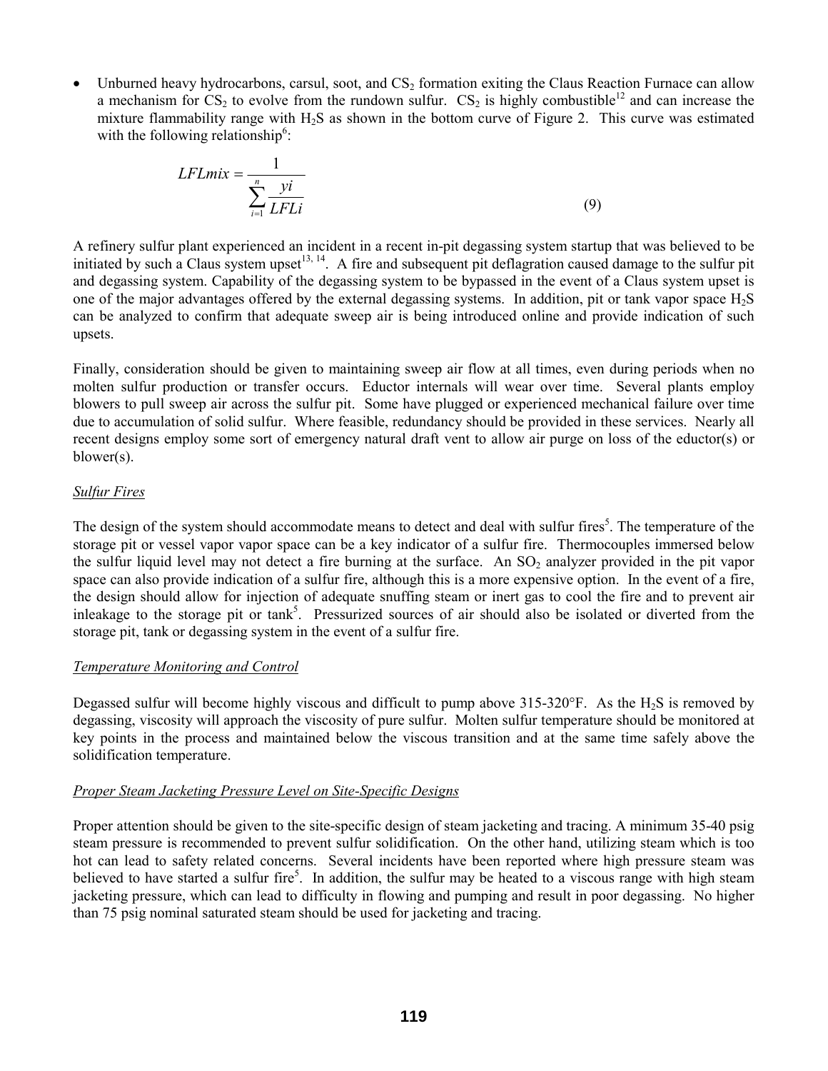- Unburned heavy hydrocarbons, carsul, soot, and $CS_2$ formation exiting the Claus Reaction Furnace can allow a mechanism for $CS_2$ to evolve from the rundown sulfur. $CS_2$ is highly combustible[12] and can increase the mixture flammability range with $H_2S$ as shown in the bottom curve of Figure 2. This curve was estimated with the following relationship[6]:

$$LFLmix = \frac{1}{\sum_{i=1}^{n} \frac{yi}{LFLi}} \tag{9}$$

A refinery sulfur plant experienced an incident in a recent in-pit degassing system startup that was believed to be initiated by such a Claus system upset[13, 14]. A fire and subsequent pit deflagration caused damage to the sulfur pit and degassing system. Capability of the degassing system to be bypassed in the event of a Claus system upset is one of the major advantages offered by the external degassing systems. In addition, pit or tank vapor space $H_2S$ can be analyzed to confirm that adequate sweep air is being introduced online and provide indication of such upsets.

Finally, consideration should be given to maintaining sweep air flow at all times, even during periods when no molten sulfur production or transfer occurs. Eductor internals will wear over time. Several plants employ blowers to pull sweep air across the sulfur pit. Some have plugged or experienced mechanical failure over time due to accumulation of solid sulfur. Where feasible, redundancy should be provided in these services. Nearly all recent designs employ some sort of emergency natural draft vent to allow air purge on loss of the eductor(s) or blower(s).

*Sulfur Fires*

The design of the system should accommodate means to detect and deal with sulfur fires[5]. The temperature of the storage pit or vessel vapor vapor space can be a key indicator of a sulfur fire. Thermocouples immersed below the sulfur liquid level may not detect a fire burning at the surface. An $SO_2$ analyzer provided in the pit vapor space can also provide indication of a sulfur fire, although this is a more expensive option. In the event of a fire, the design should allow for injection of adequate snuffing steam or inert gas to cool the fire and to prevent air inleakage to the storage pit or tank[5]. Pressurized sources of air should also be isolated or diverted from the storage pit, tank or degassing system in the event of a sulfur fire.

*Temperature Monitoring and Control*

Degassed sulfur will become highly viscous and difficult to pump above 315-320°F. As the $H_2S$ is removed by degassing, viscosity will approach the viscosity of pure sulfur. Molten sulfur temperature should be monitored at key points in the process and maintained below the viscous transition and at the same time safely above the solidification temperature.

*Proper Steam Jacketing Pressure Level on Site-Specific Designs*

Proper attention should be given to the site-specific design of steam jacketing and tracing. A minimum 35-40 psig steam pressure is recommended to prevent sulfur solidification. On the other hand, utilizing steam which is too hot can lead to safety related concerns. Several incidents have been reported where high pressure steam was believed to have started a sulfur fire[5]. In addition, the sulfur may be heated to a viscous range with high steam jacketing pressure, which can lead to difficulty in flowing and pumping and result in poor degassing. No higher than 75 psig nominal saturated steam should be used for jacketing and tracing.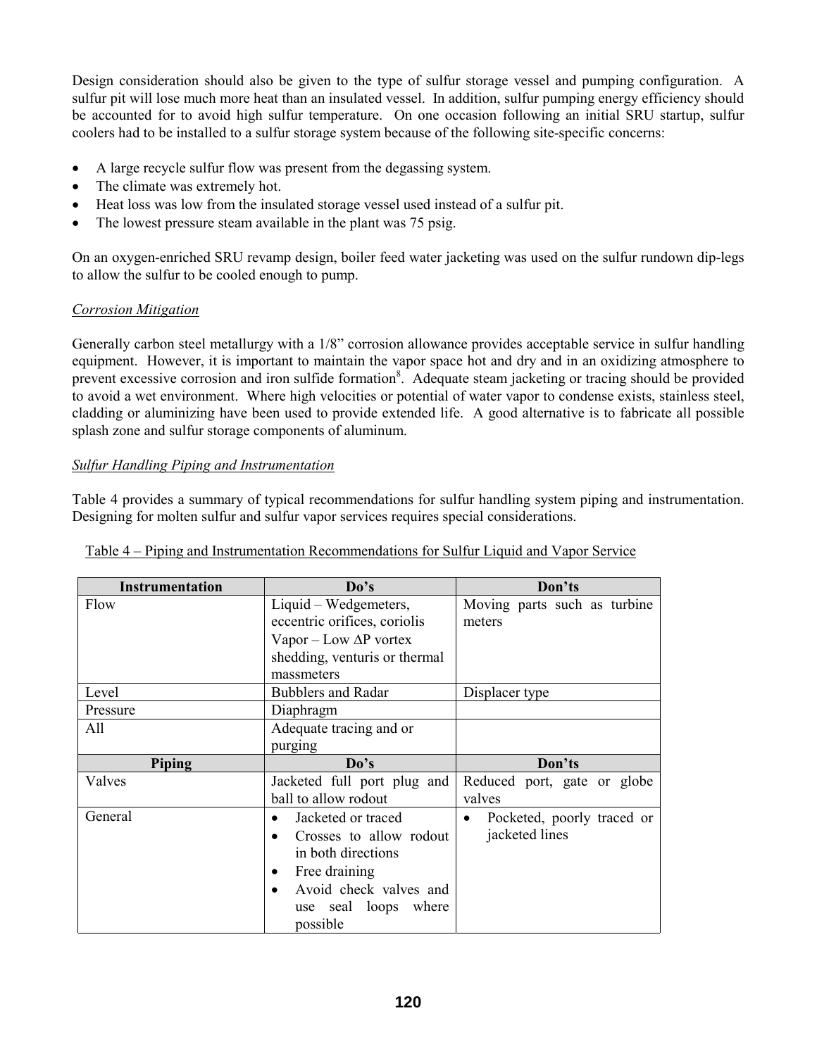Design consideration should also be given to the type of sulfur storage vessel and pumping configuration. A sulfur pit will lose much more heat than an insulated vessel. In addition, sulfur pumping energy efficiency should be accounted for to avoid high sulfur temperature. On one occasion following an initial SRU startup, sulfur coolers had to be installed to a sulfur storage system because of the following site-specific concerns:

- A large recycle sulfur flow was present from the degassing system.
- The climate was extremely hot.
- Heat loss was low from the insulated storage vessel used instead of a sulfur pit.
- The lowest pressure steam available in the plant was 75 psig.

On an oxygen-enriched SRU revamp design, boiler feed water jacketing was used on the sulfur rundown dip-legs to allow the sulfur to be cooled enough to pump.

*Corrosion Mitigation*

Generally carbon steel metallurgy with a 1/8" corrosion allowance provides acceptable service in sulfur handling equipment. However, it is important to maintain the vapor space hot and dry and in an oxidizing atmosphere to prevent excessive corrosion and iron sulfide formation[8]. Adequate steam jacketing or tracing should be provided to avoid a wet environment. Where high velocities or potential of water vapor to condense exists, stainless steel, cladding or aluminizing have been used to provide extended life. A good alternative is to fabricate all possible splash zone and sulfur storage components of aluminum.

*Sulfur Handling Piping and Instrumentation*

Table 4 provides a summary of typical recommendations for sulfur handling system piping and instrumentation. Designing for molten sulfur and sulfur vapor services requires special considerations.

Table 4 – Piping and Instrumentation Recommendations for Sulfur Liquid and Vapor Service

| Instrumentation | Do's | Don'ts |
|---|---|---|
| Flow | Liquid – Wedgemeters, eccentric orifices, coriolis<br>Vapor – Low $\Delta P$ vortex shedding, venturis or thermal massmeters | Moving parts such as turbine meters |
| Level | Bubblers and Radar | Displacer type |
| Pressure | Diaphragm | |
| All | Adequate tracing and or purging | |
| **Piping** | **Do's** | **Don'ts** |
| Valves | Jacketed full port plug and ball to allow rodout | Reduced port, gate or globe valves |
| General | • Jacketed or traced<br>• Crosses to allow rodout in both directions<br>• Free draining<br>• Avoid check valves and use seal loops where possible | • Pocketed, poorly traced or jacketed lines |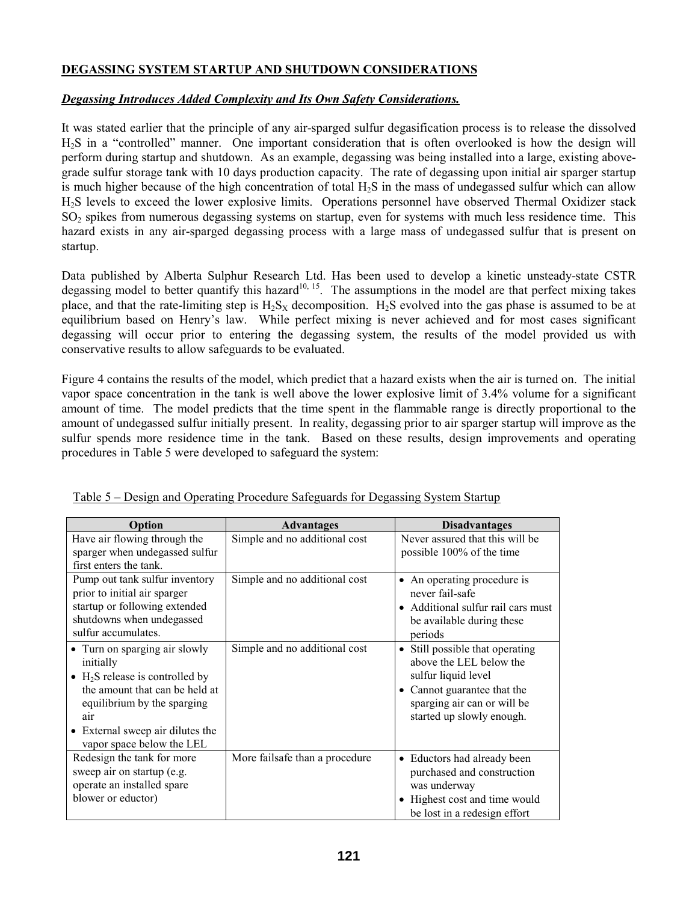**DEGASSING SYSTEM STARTUP AND SHUTDOWN CONSIDERATIONS**

***Degassing Introduces Added Complexity and Its Own Safety Considerations.***

It was stated earlier that the principle of any air-sparged sulfur degasification process is to release the dissolved $H_2S$ in a "controlled" manner. One important consideration that is often overlooked is how the design will perform during startup and shutdown. As an example, degassing was being installed into a large, existing above-grade sulfur storage tank with 10 days production capacity. The rate of degassing upon initial air sparger startup is much higher because of the high concentration of total $H_2S$ in the mass of undegassed sulfur which can allow $H_2S$ levels to exceed the lower explosive limits. Operations personnel have observed Thermal Oxidizer stack $SO_2$ spikes from numerous degassing systems on startup, even for systems with much less residence time. This hazard exists in any air-sparged degassing process with a large mass of undegassed sulfur that is present on startup.

Data published by Alberta Sulphur Research Ltd. Has been used to develop a kinetic unsteady-state CSTR degassing model to better quantify this hazard[10, 15]. The assumptions in the model are that perfect mixing takes place, and that the rate-limiting step is $H_2S_X$ decomposition. $H_2S$ evolved into the gas phase is assumed to be at equilibrium based on Henry's law. While perfect mixing is never achieved and for most cases significant degassing will occur prior to entering the degassing system, the results of the model provided us with conservative results to allow safeguards to be evaluated.

Figure 4 contains the results of the model, which predict that a hazard exists when the air is turned on. The initial vapor space concentration in the tank is well above the lower explosive limit of 3.4% volume for a significant amount of time. The model predicts that the time spent in the flammable range is directly proportional to the amount of undegassed sulfur initially present. In reality, degassing prior to air sparger startup will improve as the sulfur spends more residence time in the tank. Based on these results, design improvements and operating procedures in Table 5 were developed to safeguard the system:

Table 5 – Design and Operating Procedure Safeguards for Degassing System Startup

| Option | Advantages | Disadvantages |
|---|---|---|
| Have air flowing through the sparger when undegassed sulfur first enters the tank. | Simple and no additional cost | Never assured that this will be possible 100% of the time |
| Pump out tank sulfur inventory prior to initial air sparger startup or following extended shutdowns when undegassed sulfur accumulates. | Simple and no additional cost | • An operating procedure is never fail-safe<br>• Additional sulfur rail cars must be available during these periods |
| • Turn on sparging air slowly initially<br>• $H_2S$ release is controlled by the amount that can be held at equilibrium by the sparging air<br>• External sweep air dilutes the vapor space below the LEL | Simple and no additional cost | • Still possible that operating above the LEL below the sulfur liquid level<br>• Cannot guarantee that the sparging air can or will be started up slowly enough. |
| Redesign the tank for more sweep air on startup (e.g. operate an installed spare blower or eductor) | More failsafe than a procedure | • Eductors had already been purchased and construction was underway<br>• Highest cost and time would be lost in a redesign effort |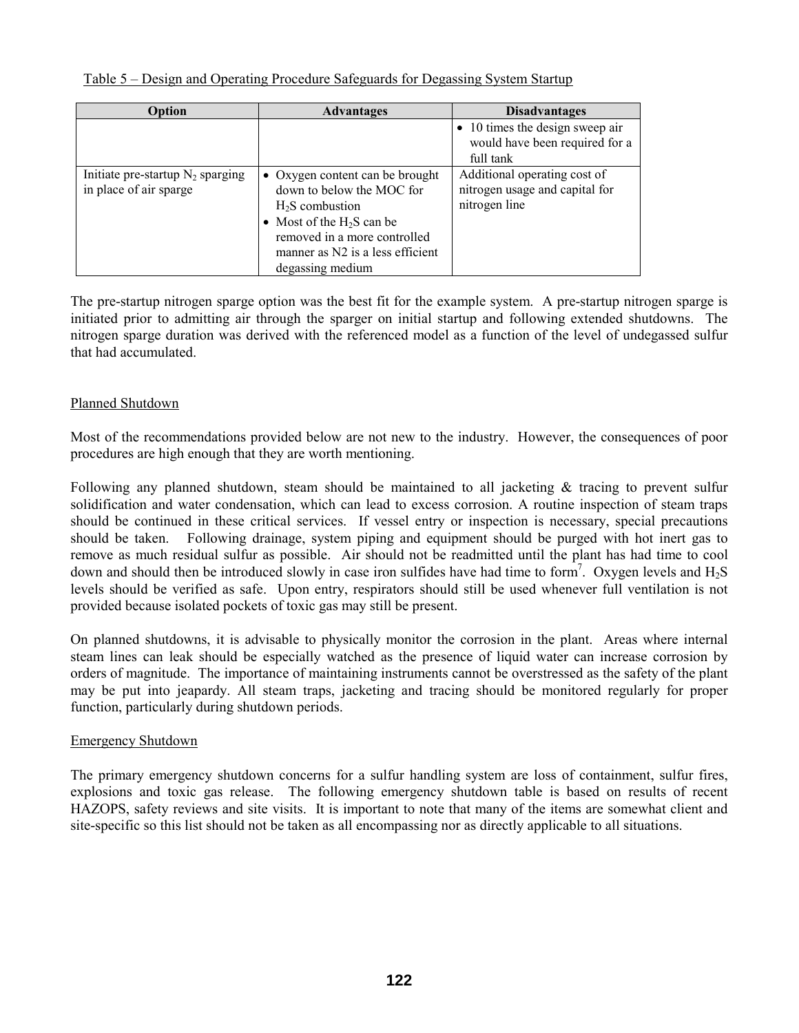Table 5 – Design and Operating Procedure Safeguards for Degassing System Startup

| Option | Advantages | Disadvantages |
|---|---|---|
| | | • 10 times the design sweep air would have been required for a full tank |
| Initiate pre-startup $N_2$ sparging in place of air sparge | • Oxygen content can be brought down to below the MOC for $H_2S$ combustion<br>• Most of the $H_2S$ can be removed in a more controlled manner as N2 is a less efficient degassing medium | Additional operating cost of nitrogen usage and capital for nitrogen line |

The pre-startup nitrogen sparge option was the best fit for the example system. A pre-startup nitrogen sparge is initiated prior to admitting air through the sparger on initial startup and following extended shutdowns. The nitrogen sparge duration was derived with the referenced model as a function of the level of undegassed sulfur that had accumulated.

## Planned Shutdown

Most of the recommendations provided below are not new to the industry. However, the consequences of poor procedures are high enough that they are worth mentioning.

Following any planned shutdown, steam should be maintained to all jacketing & tracing to prevent sulfur solidification and water condensation, which can lead to excess corrosion. A routine inspection of steam traps should be continued in these critical services. If vessel entry or inspection is necessary, special precautions should be taken. Following drainage, system piping and equipment should be purged with hot inert gas to remove as much residual sulfur as possible. Air should not be readmitted until the plant has had time to cool down and should then be introduced slowly in case iron sulfides have had time to form[7]. Oxygen levels and $H_2S$ levels should be verified as safe. Upon entry, respirators should still be used whenever full ventilation is not provided because isolated pockets of toxic gas may still be present.

On planned shutdowns, it is advisable to physically monitor the corrosion in the plant. Areas where internal steam lines can leak should be especially watched as the presence of liquid water can increase corrosion by orders of magnitude. The importance of maintaining instruments cannot be overstressed as the safety of the plant may be put into jeopardy. All steam traps, jacketing and tracing should be monitored regularly for proper function, particularly during shutdown periods.

## Emergency Shutdown

The primary emergency shutdown concerns for a sulfur handling system are loss of containment, sulfur fires, explosions and toxic gas release. The following emergency shutdown table is based on results of recent HAZOPS, safety reviews and site visits. It is important to note that many of the items are somewhat client and site-specific so this list should not be taken as all encompassing nor as directly applicable to all situations.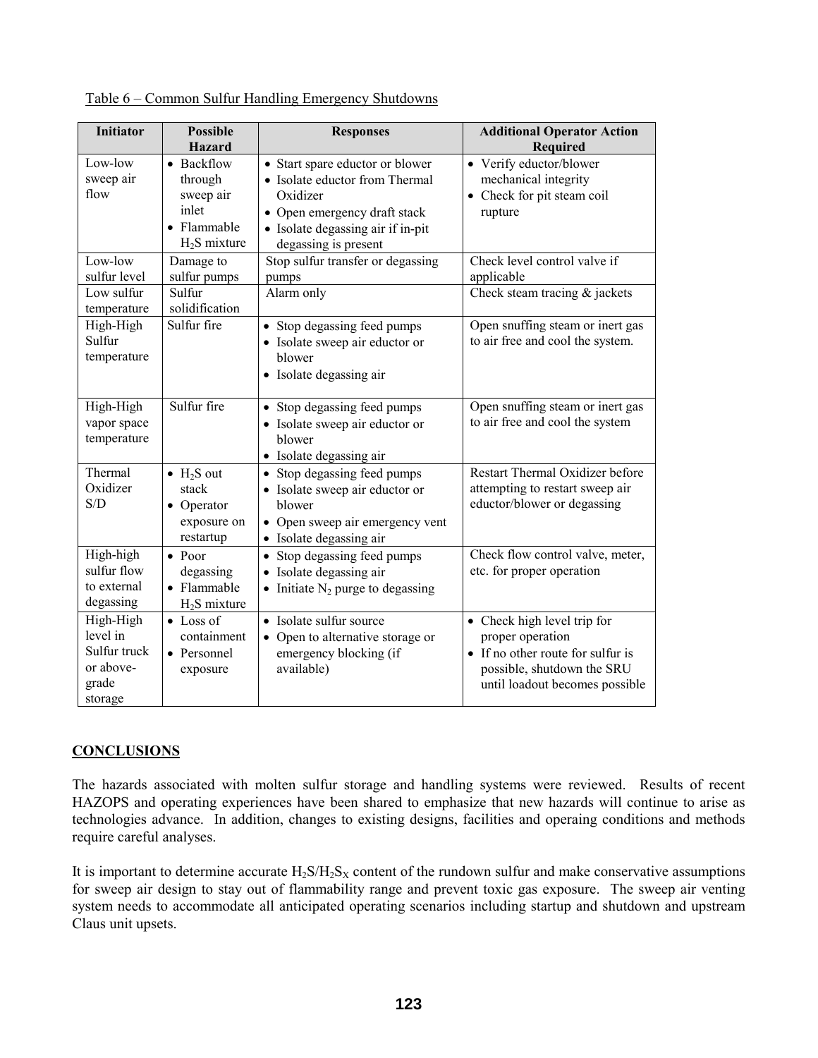Table 6 – Common Sulfur Handling Emergency Shutdowns

| Initiator | Possible Hazard | Responses | Additional Operator Action Required |
|---|---|---|---|
| Low-low sweep air flow | • Backflow through sweep air inlet<br>• Flammable $H_2S$ mixture | • Start spare eductor or blower<br>• Isolate eductor from Thermal Oxidizer<br>• Open emergency draft stack<br>• Isolate degassing air if in-pit degassing is present | • Verify eductor/blower mechanical integrity<br>• Check for pit steam coil rupture |
| Low-low sulfur level | Damage to sulfur pumps | Stop sulfur transfer or degassing pumps | Check level control valve if applicable |
| Low sulfur temperature | Sulfur solidification | Alarm only | Check steam tracing & jackets |
| High-High Sulfur temperature | Sulfur fire | • Stop degassing feed pumps<br>• Isolate sweep air eductor or blower<br>• Isolate degassing air | Open snuffing steam or inert gas to air free and cool the system. |
| High-High vapor space temperature | Sulfur fire | • Stop degassing feed pumps<br>• Isolate sweep air eductor or blower<br>• Isolate degassing air | Open snuffing steam or inert gas to air free and cool the system |
| Thermal Oxidizer S/D | • $H_2S$ out stack<br>• Operator exposure on restartup | • Stop degassing feed pumps<br>• Isolate sweep air eductor or blower<br>• Open sweep air emergency vent<br>• Isolate degassing air | Restart Thermal Oxidizer before attempting to restart sweep air eductor/blower or degassing |
| High-high sulfur flow to external degassing | • Poor degassing<br>• Flammable $H_2S$ mixture | • Stop degassing feed pumps<br>• Isolate degassing air<br>• Initiate $N_2$ purge to degassing | Check flow control valve, meter, etc. for proper operation |
| High-High level in Sulfur truck or above-grade storage | • Loss of containment<br>• Personnel exposure | • Isolate sulfur source<br>• Open to alternative storage or emergency blocking (if available) | • Check high level trip for proper operation<br>• If no other route for sulfur is possible, shutdown the SRU until loadout becomes possible |

## CONCLUSIONS

The hazards associated with molten sulfur storage and handling systems were reviewed. Results of recent HAZOPS and operating experiences have been shared to emphasize that new hazards will continue to arise as technologies advance. In addition, changes to existing designs, facilities and operaing conditions and methods require careful analyses.

It is important to determine accurate $H_2S/H_2S_X$ content of the rundown sulfur and make conservative assumptions for sweep air design to stay out of flammability range and prevent toxic gas exposure. The sweep air venting system needs to accommodate all anticipated operating scenarios including startup and shutdown and upstream Claus unit upsets.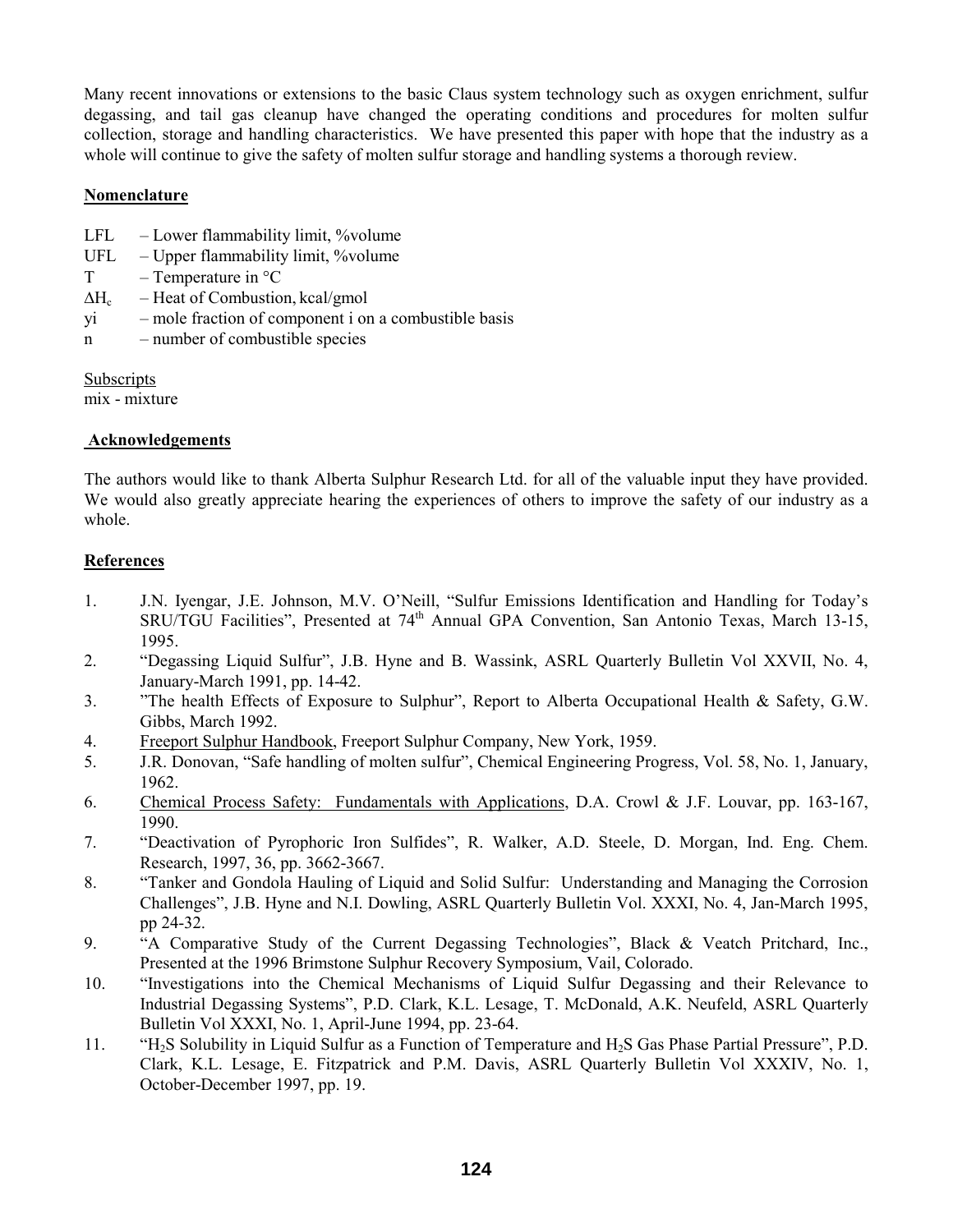Many recent innovations or extensions to the basic Claus system technology such as oxygen enrichment, sulfur degassing, and tail gas cleanup have changed the operating conditions and procedures for molten sulfur collection, storage and handling characteristics. We have presented this paper with hope that the industry as a whole will continue to give the safety of molten sulfur storage and handling systems a thorough review.

## Nomenclature

LFL – Lower flammability limit, %volume
UFL – Upper flammability limit, %volume
T – Temperature in °C
$\Delta H_c$ – Heat of Combustion, kcal/gmol
yi – mole fraction of component i on a combustible basis
n – number of combustible species

Subscripts
mix - mixture

## Acknowledgements

The authors would like to thank Alberta Sulphur Research Ltd. for all of the valuable input they have provided. We would also greatly appreciate hearing the experiences of others to improve the safety of our industry as a whole.

## References

1. J.N. Iyengar, J.E. Johnson, M.V. O'Neill, "Sulfur Emissions Identification and Handling for Today's SRU/TGU Facilities", Presented at 74th Annual GPA Convention, San Antonio Texas, March 13-15, 1995.
2. "Degassing Liquid Sulfur", J.B. Hyne and B. Wassink, ASRL Quarterly Bulletin Vol XXVII, No. 4, January-March 1991, pp. 14-42.
3. "The health Effects of Exposure to Sulphur", Report to Alberta Occupational Health & Safety, G.W. Gibbs, March 1992.
4. Freeport Sulphur Handbook, Freeport Sulphur Company, New York, 1959.
5. J.R. Donovan, "Safe handling of molten sulfur", Chemical Engineering Progress, Vol. 58, No. 1, January, 1962.
6. Chemical Process Safety: Fundamentals with Applications, D.A. Crowl & J.F. Louvar, pp. 163-167, 1990.
7. "Deactivation of Pyrophoric Iron Sulfides", R. Walker, A.D. Steele, D. Morgan, Ind. Eng. Chem. Research, 1997, 36, pp. 3662-3667.
8. "Tanker and Gondola Hauling of Liquid and Solid Sulfur: Understanding and Managing the Corrosion Challenges", J.B. Hyne and N.I. Dowling, ASRL Quarterly Bulletin Vol. XXXI, No. 4, Jan-March 1995, pp 24-32.
9. "A Comparative Study of the Current Degassing Technologies", Black & Veatch Pritchard, Inc., Presented at the 1996 Brimstone Sulphur Recovery Symposium, Vail, Colorado.
10. "Investigations into the Chemical Mechanisms of Liquid Sulfur Degassing and their Relevance to Industrial Degassing Systems", P.D. Clark, K.L. Lesage, T. McDonald, A.K. Neufeld, ASRL Quarterly Bulletin Vol XXXI, No. 1, April-June 1994, pp. 23-64.
11. "$H_2S$ Solubility in Liquid Sulfur as a Function of Temperature and $H_2S$ Gas Phase Partial Pressure", P.D. Clark, K.L. Lesage, E. Fitzpatrick and P.M. Davis, ASRL Quarterly Bulletin Vol XXXIV, No. 1, October-December 1997, pp. 19.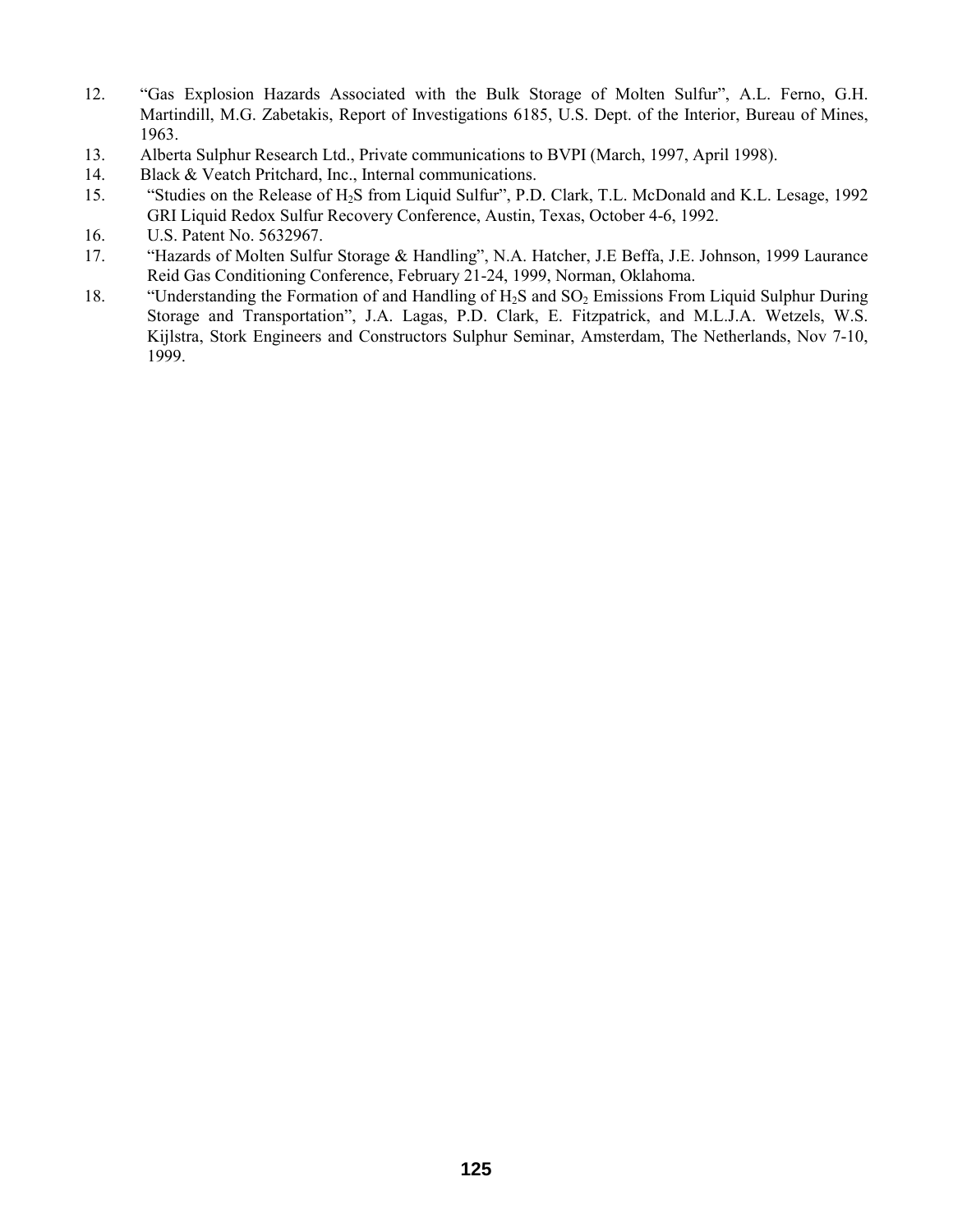12. "Gas Explosion Hazards Associated with the Bulk Storage of Molten Sulfur", A.L. Ferno, G.H. Martindill, M.G. Zabetakis, Report of Investigations 6185, U.S. Dept. of the Interior, Bureau of Mines, 1963.
13. Alberta Sulphur Research Ltd., Private communications to BVPI (March, 1997, April 1998).
14. Black & Veatch Pritchard, Inc., Internal communications.
15. "Studies on the Release of $H_2S$ from Liquid Sulfur", P.D. Clark, T.L. McDonald and K.L. Lesage, 1992 GRI Liquid Redox Sulfur Recovery Conference, Austin, Texas, October 4-6, 1992.
16. U.S. Patent No. 5632967.
17. "Hazards of Molten Sulfur Storage & Handling", N.A. Hatcher, J.E Beffa, J.E. Johnson, 1999 Laurance Reid Gas Conditioning Conference, February 21-24, 1999, Norman, Oklahoma.
18. "Understanding the Formation of and Handling of $H_2S$ and $SO_2$ Emissions From Liquid Sulphur During Storage and Transportation", J.A. Lagas, P.D. Clark, E. Fitzpatrick, and M.L.J.A. Wetzels, W.S. Kijlstra, Stork Engineers and Constructors Sulphur Seminar, Amsterdam, The Netherlands, Nov 7-10, 1999.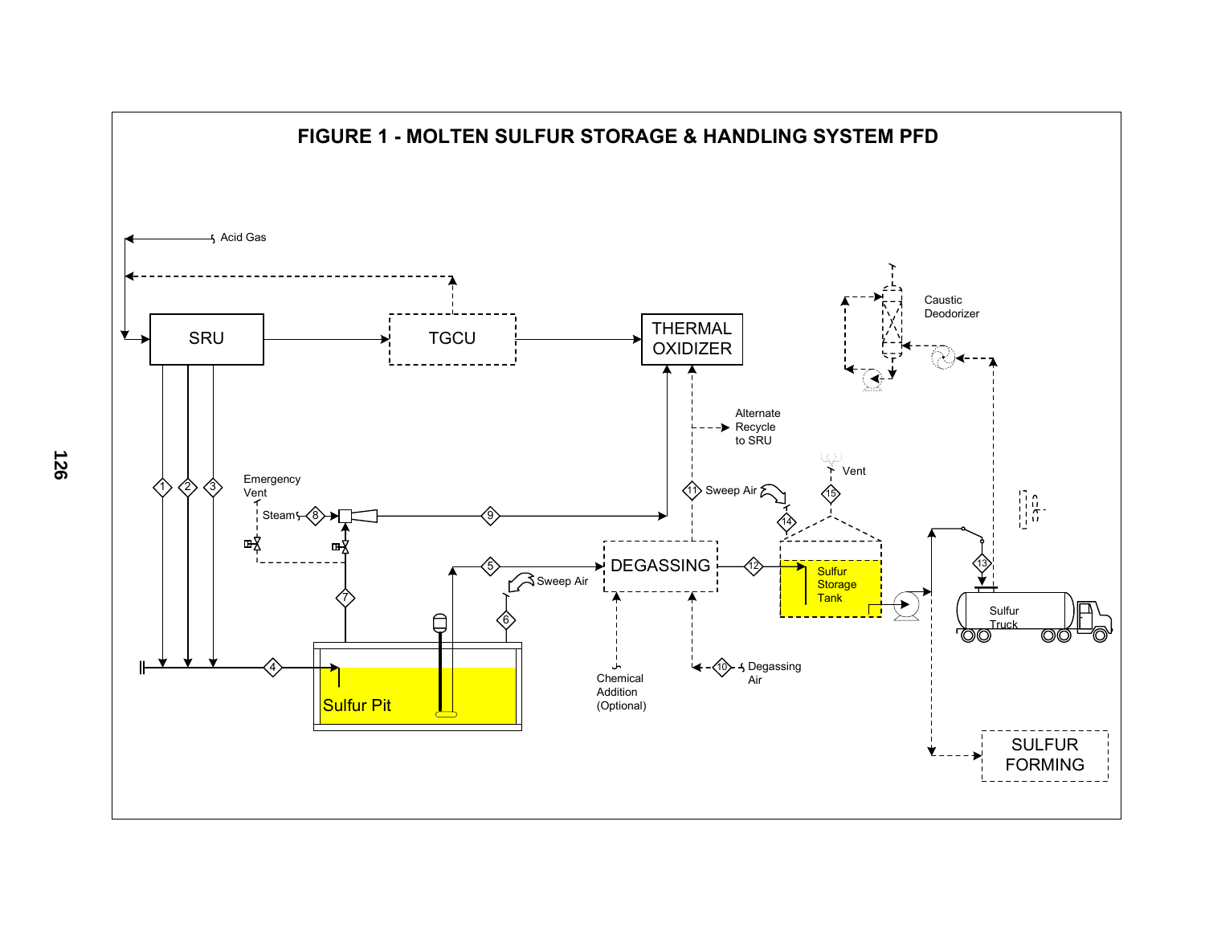# FIGURE 1 - MOLTEN SULFUR STORAGE & HANDLING SYSTEM PFD

Acid Gas

SRU

TGCU

THERMAL OXIDIZER

Caustic Deodorizer

Alternate Recycle to SRU

Emergency Vent

Steam

Sweep Air

Vent

Sweep Air

DEGASSING

Sulfur Storage Tank

Sulfur Truck

Sulfur Pit

Chemical Addition (Optional)

Degassing Air

SULFUR FORMING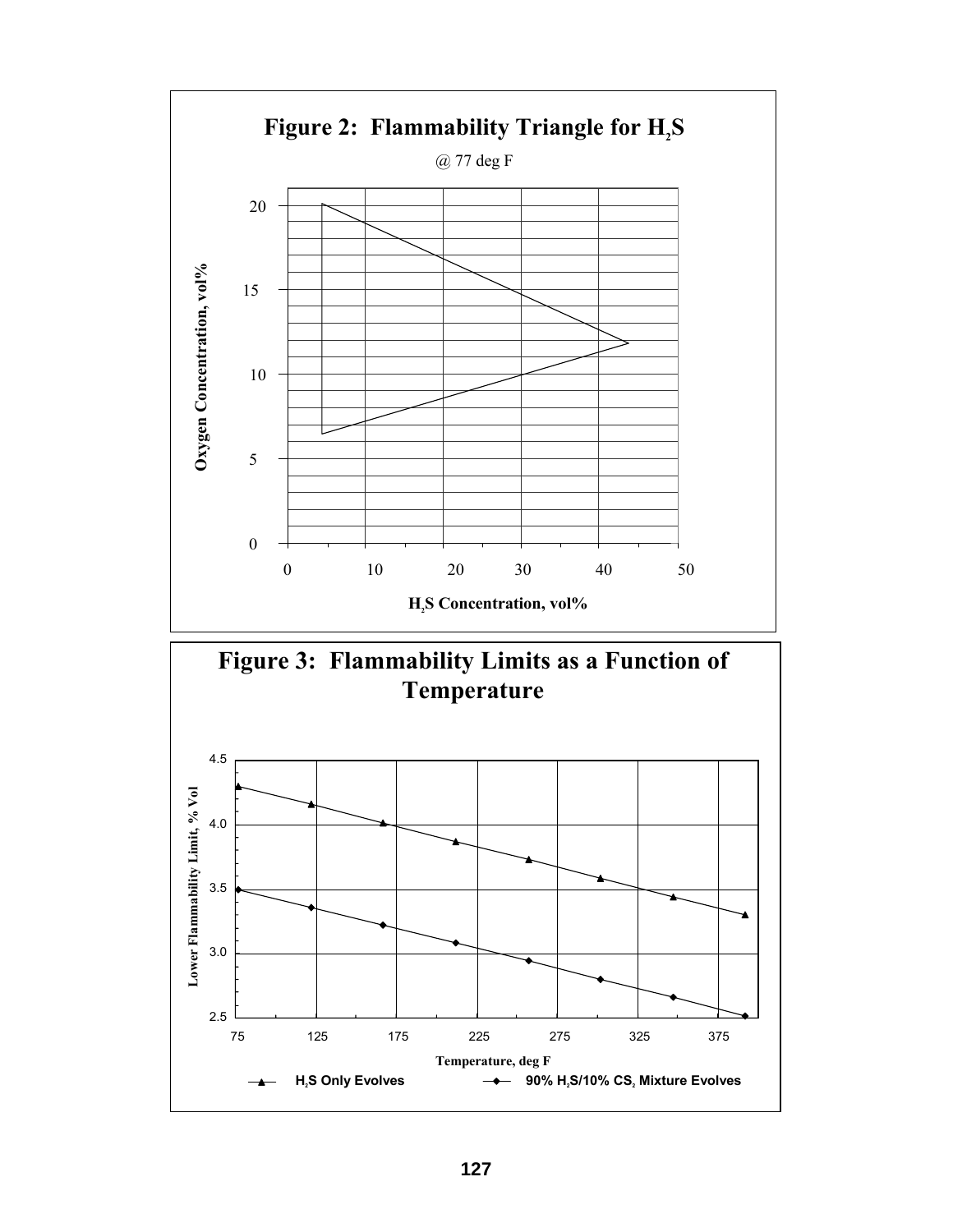**Figure 2: Flammability Triangle for $H_2S$**

@ 77 deg F

Oxygen Concentration, vol%

$H_2S$ Concentration, vol%

**Figure 3: Flammability Limits as a Function of Temperature**

Lower Flammability Limit, % Vol

Temperature, deg F

$H_2S$ Only Evolves — 90% $H_2S$/10% $CS_2$ Mixture Evolves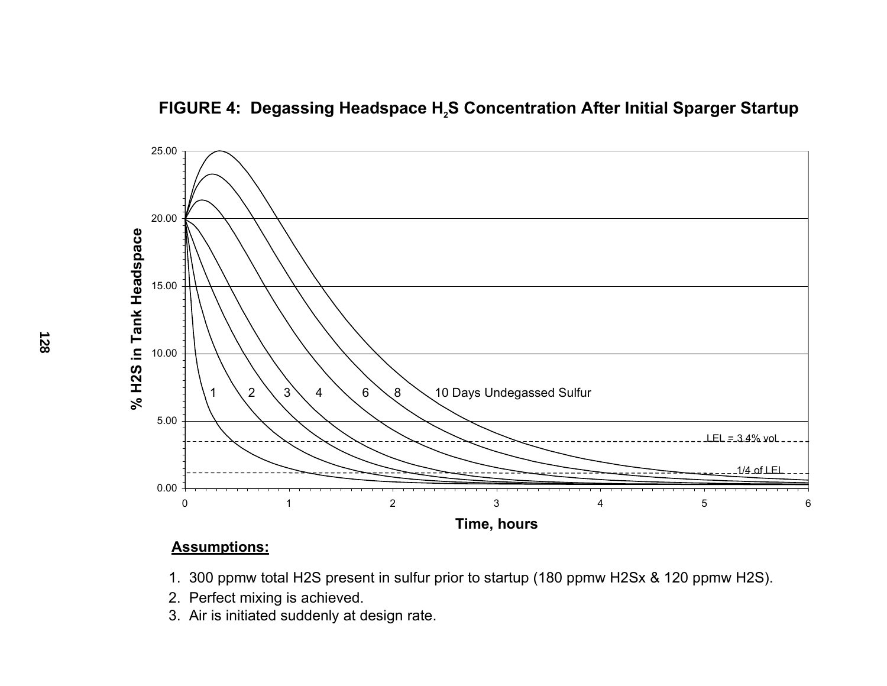**FIGURE 4: Degassing Headspace $H_2S$ Concentration After Initial Sparger Startup**

**Assumptions:**

1. 300 ppmw total H2S present in sulfur prior to startup (180 ppmw H2Sx & 120 ppmw H2S).
2. Perfect mixing is achieved.
3. Air is initiated suddenly at design rate.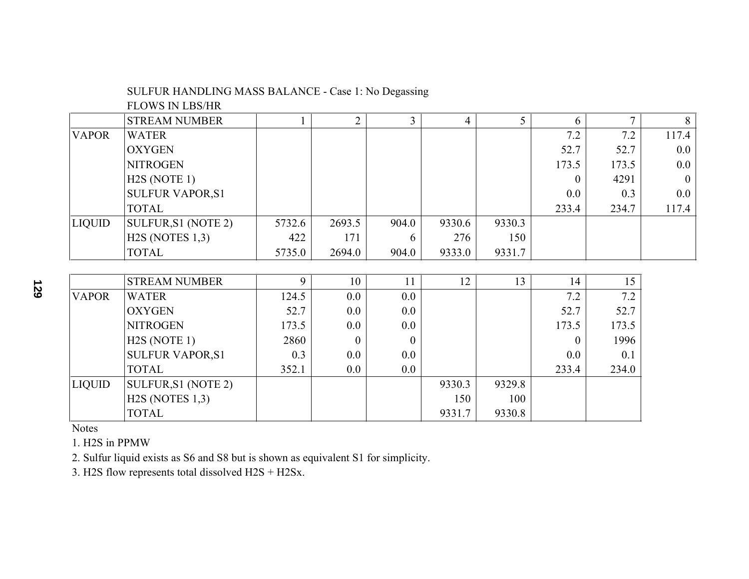SULFUR HANDLING MASS BALANCE - Case 1: No Degassing

FLOWS IN LBS/HR

| | STREAM NUMBER | 1 | 2 | 3 | 4 | 5 | 6 | 7 | 8 |
|---|---|---|---|---|---|---|---|---|---|
| VAPOR | WATER | | | | | | 7.2 | 7.2 | 117.4 |
| | OXYGEN | | | | | | 52.7 | 52.7 | 0.0 |
| | NITROGEN | | | | | | 173.5 | 173.5 | 0.0 |
| | H2S (NOTE 1) | | | | | | 0 | 4291 | 0 |
| | SULFUR VAPOR,S1 | | | | | | 0.0 | 0.3 | 0.0 |
| | TOTAL | | | | | | 233.4 | 234.7 | 117.4 |
| LIQUID | SULFUR,S1 (NOTE 2) | 5732.6 | 2693.5 | 904.0 | 9330.6 | 9330.3 | | | |
| | H2S (NOTES 1,3) | 422 | 171 | 6 | 276 | 150 | | | |
| | TOTAL | 5735.0 | 2694.0 | 904.0 | 9333.0 | 9331.7 | | | |

| | STREAM NUMBER | 9 | 10 | 11 | 12 | 13 | 14 | 15 |
|---|---|---|---|---|---|---|---|---|
| VAPOR | WATER | 124.5 | 0.0 | 0.0 | | | 7.2 | 7.2 |
| | OXYGEN | 52.7 | 0.0 | 0.0 | | | 52.7 | 52.7 |
| | NITROGEN | 173.5 | 0.0 | 0.0 | | | 173.5 | 173.5 |
| | H2S (NOTE 1) | 2860 | 0 | 0 | | | 0 | 1996 |
| | SULFUR VAPOR,S1 | 0.3 | 0.0 | 0.0 | | | 0.0 | 0.1 |
| | TOTAL | 352.1 | 0.0 | 0.0 | | | 233.4 | 234.0 |
| LIQUID | SULFUR,S1 (NOTE 2) | | | | 9330.3 | 9329.8 | | |
| | H2S (NOTES 1,3) | | | | 150 | 100 | | |
| | TOTAL | | | | 9331.7 | 9330.8 | | |

Notes

1. $H_2S$ in PPMW
2. Sulfur liquid exists as $S_6$ and $S_8$ but is shown as equivalent $S_1$ for simplicity.
3. $H_2S$ flow represents total dissolved $H_2S$ + $H_2S_x$.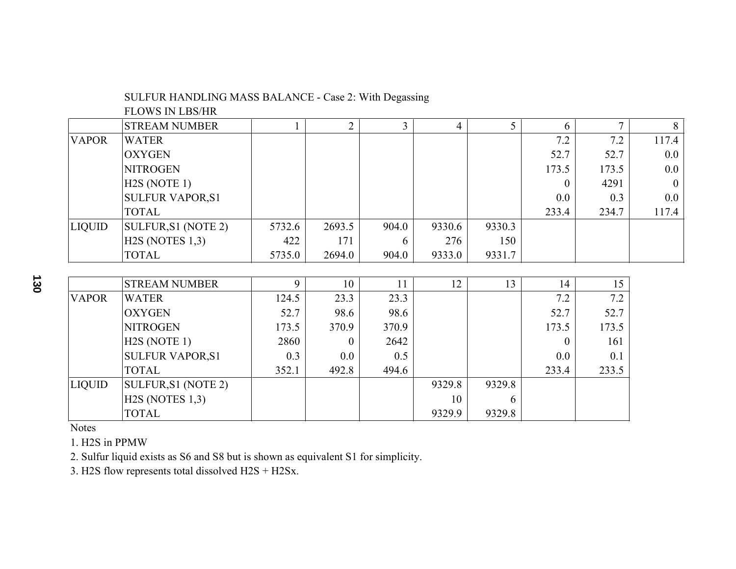SULFUR HANDLING MASS BALANCE - Case 2: With Degassing
FLOWS IN LBS/HR

| | STREAM NUMBER | 1 | 2 | 3 | 4 | 5 | 6 | 7 | 8 |
|---|---|---|---|---|---|---|---|---|---|
| VAPOR | WATER | | | | | | 7.2 | 7.2 | 117.4 |
| | OXYGEN | | | | | | 52.7 | 52.7 | 0.0 |
| | NITROGEN | | | | | | 173.5 | 173.5 | 0.0 |
| | H2S (NOTE 1) | | | | | | 0 | 4291 | 0 |
| | SULFUR VAPOR,S1 | | | | | | 0.0 | 0.3 | 0.0 |
| | TOTAL | | | | | | 233.4 | 234.7 | 117.4 |
| LIQUID | SULFUR,S1 (NOTE 2) | 5732.6 | 2693.5 | 904.0 | 9330.6 | 9330.3 | | | |
| | H2S (NOTES 1,3) | 422 | 171 | 6 | 276 | 150 | | | |
| | TOTAL | 5735.0 | 2694.0 | 904.0 | 9333.0 | 9331.7 | | | |

| | STREAM NUMBER | 9 | 10 | 11 | 12 | 13 | 14 | 15 |
|---|---|---|---|---|---|---|---|---|
| VAPOR | WATER | 124.5 | 23.3 | 23.3 | | | 7.2 | 7.2 |
| | OXYGEN | 52.7 | 98.6 | 98.6 | | | 52.7 | 52.7 |
| | NITROGEN | 173.5 | 370.9 | 370.9 | | | 173.5 | 173.5 |
| | H2S (NOTE 1) | 2860 | 0 | 2642 | | | 0 | 161 |
| | SULFUR VAPOR,S1 | 0.3 | 0.0 | 0.5 | | | 0.0 | 0.1 |
| | TOTAL | 352.1 | 492.8 | 494.6 | | | 233.4 | 233.5 |
| LIQUID | SULFUR,S1 (NOTE 2) | | | | 9329.8 | 9329.8 | | |
| | H2S (NOTES 1,3) | | | | 10 | 6 | | |
| | TOTAL | | | | 9329.9 | 9329.8 | | |

Notes

1. H2S in PPMW
2. Sulfur liquid exists as S6 and S8 but is shown as equivalent S1 for simplicity.
3. H2S flow represents total dissolved H2S + H2Sx.